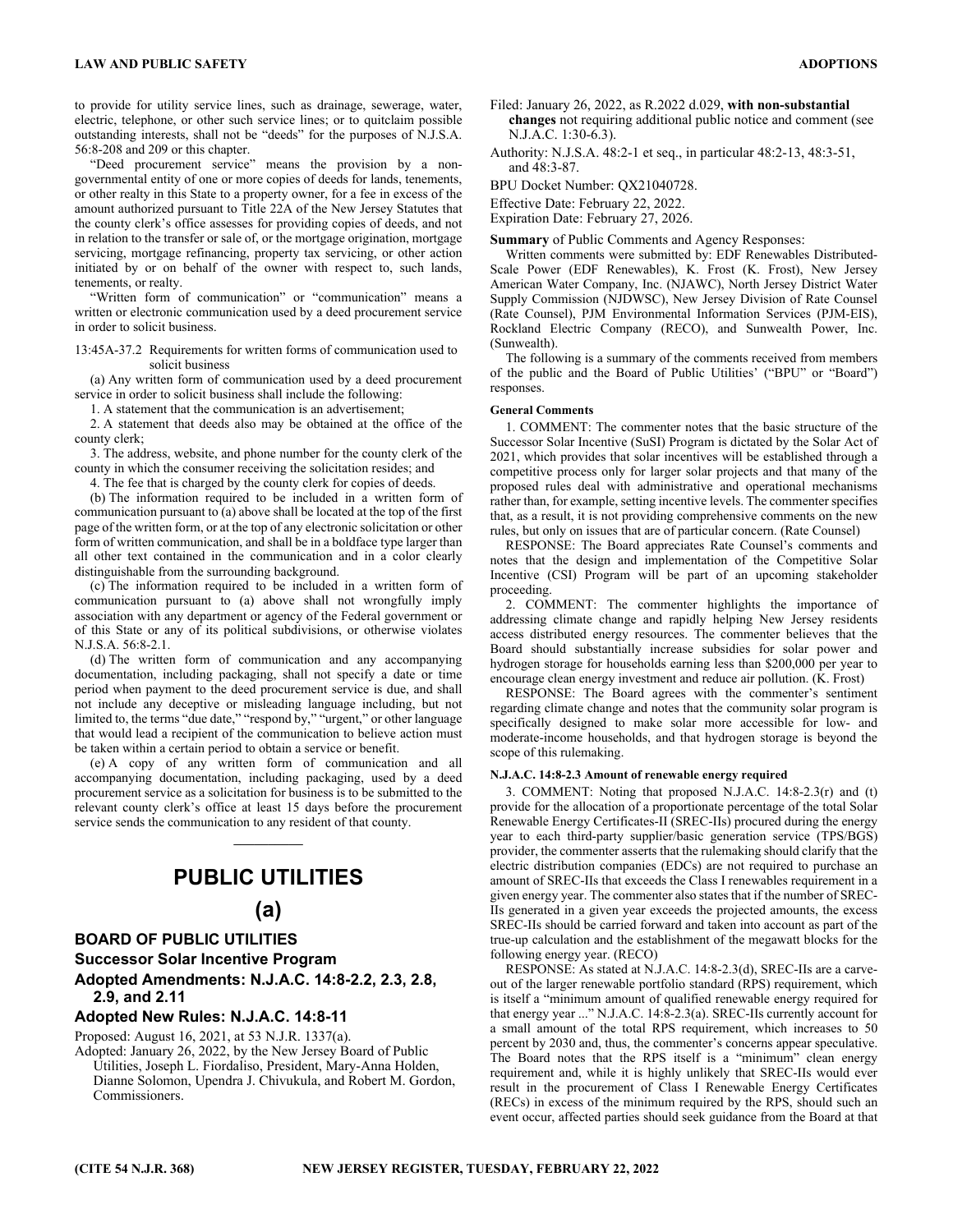to provide for utility service lines, such as drainage, sewerage, water, electric, telephone, or other such service lines; or to quitclaim possible outstanding interests, shall not be "deeds" for the purposes of N.J.S.A. 56:8-208 and 209 or this chapter.

"Deed procurement service" means the provision by a non-governmental entity of one or more copies of deeds for lands, tenements, or other realty in this State to a property owner, for a fee in excess of the amount authorized pursuant to Title 22A of the New Jersey Statutes that the county clerk's office assesses for providing copies of deeds, and not in relation to the transfer or sale of, or the mortgage origination, mortgage servicing, mortgage refinancing, property tax servicing, or other action initiated by or on behalf of the owner with respect to, such lands, tenements, or realty.

"Written form of communication" or "communication" means a written or electronic communication used by a deed procurement service in order to solicit business.

13:45A-37.2 Requirements for written forms of communication used to solicit business

(a) Any written form of communication used by a deed procurement service in order to solicit business shall include the following:

1. A statement that the communication is an advertisement;

2. A statement that deeds also may be obtained at the office of the county clerk;

3. The address, website, and phone number for the county clerk of the county in which the consumer receiving the solicitation resides; and

4. The fee that is charged by the county clerk for copies of deeds.

(b) The information required to be included in a written form of communication pursuant to (a) above shall be located at the top of the first page of the written form, or at the top of any electronic solicitation or other form of written communication, and shall be in a boldface type larger than all other text contained in the communication and in a color clearly distinguishable from the surrounding background.

(c) The information required to be included in a written form of communication pursuant to (a) above shall not wrongfully imply association with any department or agency of the Federal government or of this State or any of its political subdivisions, or otherwise violates N.J.S.A. 56:8-2.1.

(d) The written form of communication and any accompanying documentation, including packaging, shall not specify a date or time period when payment to the deed procurement service is due, and shall not include any deceptive or misleading language including, but not limited to, the terms "due date," "respond by," "urgent," or other language that would lead a recipient of the communication to believe action must be taken within a certain period to obtain a service or benefit.

(e) A copy of any written form of communication and all accompanying documentation, including packaging, used by a deed procurement service as a solicitation for business is to be submitted to the relevant county clerk's office at least 15 days before the procurement service sends the communication to any resident of that county.

# PUBLIC UTILITIES

## (a)

### BOARD OF PUBLIC UTILITIES

### Successor Solar Incentive Program

### Adopted Amendments: N.J.A.C. 14:8-2.2, 2.3, 2.8, 2.9, and 2.11

### Adopted New Rules: N.J.A.C. 14:8-11

Proposed: August 16, 2021, at 53 N.J.R. 1337(a).

Adopted: January 26, 2022, by the New Jersey Board of Public Utilities, Joseph L. Fiordaliso, President, Mary-Anna Holden, Dianne Solomon, Upendra J. Chivukula, and Robert M. Gordon, Commissioners.

Filed: January 26, 2022, as R.2022 d.029, **with non-substantial changes** not requiring additional public notice and comment (see N.J.A.C. 1:30-6.3).

Authority: N.J.S.A. 48:2-1 et seq., in particular 48:2-13, 48:3-51, and 48:3-87.

BPU Docket Number: QX21040728.

Effective Date: February 22, 2022.

Expiration Date: February 27, 2026.

**Summary** of Public Comments and Agency Responses:

Written comments were submitted by: EDF Renewables Distributed-Scale Power (EDF Renewables), K. Frost (K. Frost), New Jersey American Water Company, Inc. (NJAWC), North Jersey District Water Supply Commission (NJDWSC), New Jersey Division of Rate Counsel (Rate Counsel), PJM Environmental Information Services (PJM-EIS), Rockland Electric Company (RECO), and Sunwealth Power, Inc. (Sunwealth).

The following is a summary of the comments received from members of the public and the Board of Public Utilities' ("BPU" or "Board") responses.

**General Comments**

1. COMMENT: The commenter notes that the basic structure of the Successor Solar Incentive (SuSI) Program is dictated by the Solar Act of 2021, which provides that solar incentives will be established through a competitive process only for larger solar projects and that many of the proposed rules deal with administrative and operational mechanisms rather than, for example, setting incentive levels. The commenter specifies that, as a result, it is not providing comprehensive comments on the new rules, but only on issues that are of particular concern. (Rate Counsel)

RESPONSE: The Board appreciates Rate Counsel's comments and notes that the design and implementation of the Competitive Solar Incentive (CSI) Program will be part of an upcoming stakeholder proceeding.

2. COMMENT: The commenter highlights the importance of addressing climate change and rapidly helping New Jersey residents access distributed energy resources. The commenter believes that the Board should substantially increase subsidies for solar power and hydrogen storage for households earning less than $200,000 per year to encourage clean energy investment and reduce air pollution. (K. Frost)

RESPONSE: The Board agrees with the commenter's sentiment regarding climate change and notes that the community solar program is specifically designed to make solar more accessible for low- and moderate-income households, and that hydrogen storage is beyond the scope of this rulemaking.

**N.J.A.C. 14:8-2.3 Amount of renewable energy required**

3. COMMENT: Noting that proposed N.J.A.C. 14:8-2.3(r) and (t) provide for the allocation of a proportionate percentage of the total Solar Renewable Energy Certificates-II (SREC-IIs) procured during the energy year to each third-party supplier/basic generation service (TPS/BGS) provider, the commenter asserts that the rulemaking should clarify that the electric distribution companies (EDCs) are not required to purchase an amount of SREC-IIs that exceeds the Class I renewables requirement in a given energy year. The commenter also states that if the number of SREC-IIs generated in a given year exceeds the projected amounts, the excess SREC-IIs should be carried forward and taken into account as part of the true-up calculation and the establishment of the megawatt blocks for the following energy year. (RECO)

RESPONSE: As stated at N.J.A.C. 14:8-2.3(d), SREC-IIs are a carve-out of the larger renewable portfolio standard (RPS) requirement, which is itself a "minimum amount of qualified renewable energy required for that energy year ..." N.J.A.C. 14:8-2.3(a). SREC-IIs currently account for a small amount of the total RPS requirement, which increases to 50 percent by 2030 and, thus, the commenter's concerns appear speculative. The Board notes that the RPS itself is a "minimum" clean energy requirement and, while it is highly unlikely that SREC-IIs would ever result in the procurement of Class I Renewable Energy Certificates (RECs) in excess of the minimum required by the RPS, should such an event occur, affected parties should seek guidance from the Board at that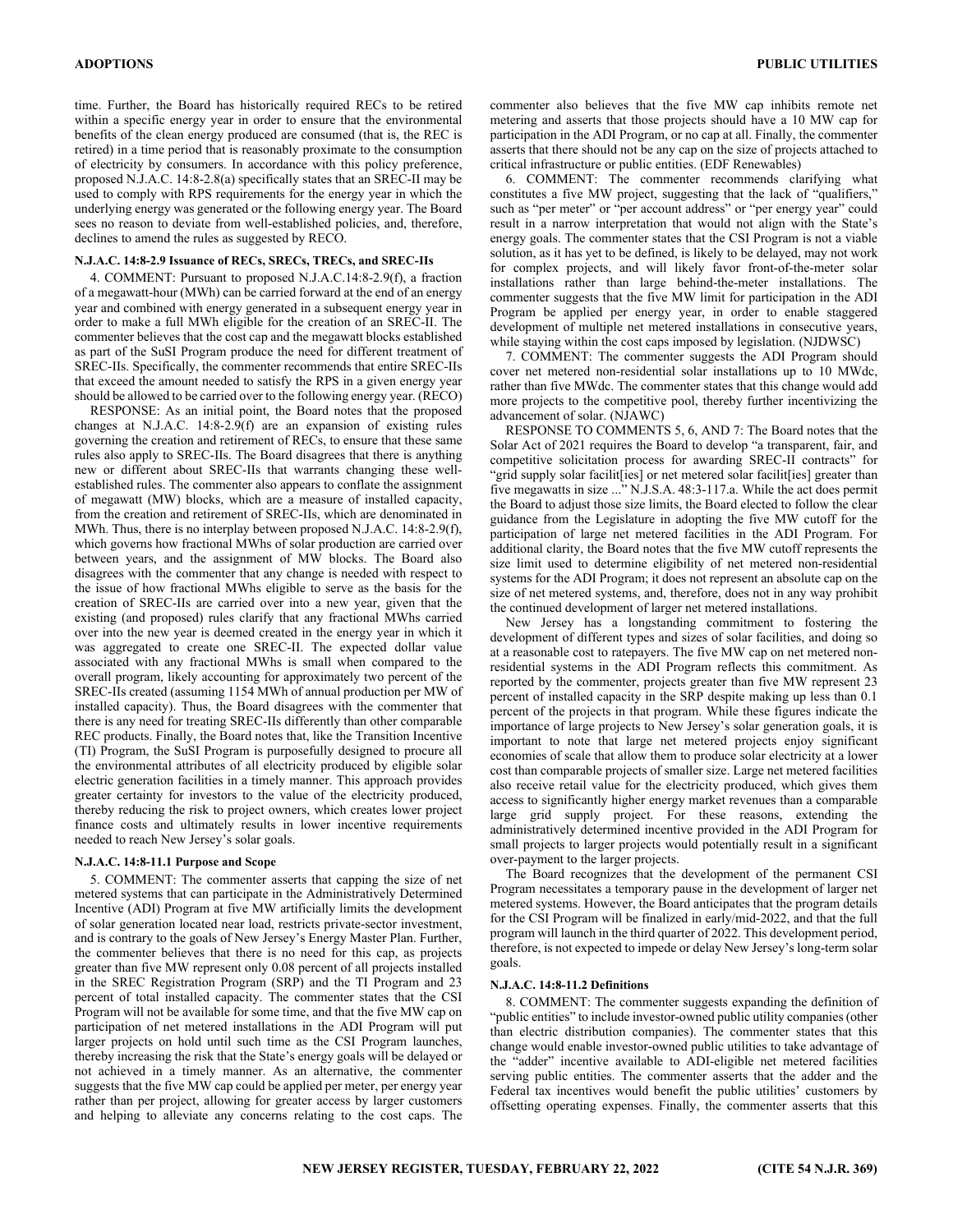time. Further, the Board has historically required RECs to be retired within a specific energy year in order to ensure that the environmental benefits of the clean energy produced are consumed (that is, the REC is retired) in a time period that is reasonably proximate to the consumption of electricity by consumers. In accordance with this policy preference, proposed N.J.A.C. 14:8-2.8(a) specifically states that an SREC-II may be used to comply with RPS requirements for the energy year in which the underlying energy was generated or the following energy year. The Board sees no reason to deviate from well-established policies, and, therefore, declines to amend the rules as suggested by RECO.

**N.J.A.C. 14:8-2.9 Issuance of RECs, SRECs, TRECs, and SREC-IIs**

4. COMMENT: Pursuant to proposed N.J.A.C.14:8-2.9(f), a fraction of a megawatt-hour (MWh) can be carried forward at the end of an energy year and combined with energy generated in a subsequent energy year in order to make a full MWh eligible for the creation of an SREC-II. The commenter believes that the cost cap and the megawatt blocks established as part of the SuSI Program produce the need for different treatment of SREC-IIs. Specifically, the commenter recommends that entire SREC-IIs that exceed the amount needed to satisfy the RPS in a given energy year should be allowed to be carried over to the following energy year. (RECO)

RESPONSE: As an initial point, the Board notes that the proposed changes at N.J.A.C. 14:8-2.9(f) are an expansion of existing rules governing the creation and retirement of RECs, to ensure that these same rules also apply to SREC-IIs. The Board disagrees that there is anything new or different about SREC-IIs that warrants changing these well-established rules. The commenter also appears to conflate the assignment of megawatt (MW) blocks, which are a measure of installed capacity, from the creation and retirement of SREC-IIs, which are denominated in MWh. Thus, there is no interplay between proposed N.J.A.C. 14:8-2.9(f), which governs how fractional MWhs of solar production are carried over between years, and the assignment of MW blocks. The Board also disagrees with the commenter that any change is needed with respect to the issue of how fractional MWhs eligible to serve as the basis for the creation of SREC-IIs are carried over into a new year, given that the existing (and proposed) rules clarify that any fractional MWhs carried over into the new year is deemed created in the energy year in which it was aggregated to create one SREC-II. The expected dollar value associated with any fractional MWhs is small when compared to the overall program, likely accounting for approximately two percent of the SREC-IIs created (assuming 1154 MWh of annual production per MW of installed capacity). Thus, the Board disagrees with the commenter that there is any need for treating SREC-IIs differently than other comparable REC products. Finally, the Board notes that, like the Transition Incentive (TI) Program, the SuSI Program is purposefully designed to procure all the environmental attributes of all electricity produced by eligible solar electric generation facilities in a timely manner. This approach provides greater certainty for investors to the value of the electricity produced, thereby reducing the risk to project owners, which creates lower project finance costs and ultimately results in lower incentive requirements needed to reach New Jersey's solar goals.

**N.J.A.C. 14:8-11.1 Purpose and Scope**

5. COMMENT: The commenter asserts that capping the size of net metered systems that can participate in the Administratively Determined Incentive (ADI) Program at five MW artificially limits the development of solar generation located near load, restricts private-sector investment, and is contrary to the goals of New Jersey's Energy Master Plan. Further, the commenter believes that there is no need for this cap, as projects greater than five MW represent only 0.08 percent of all projects installed in the SREC Registration Program (SRP) and the TI Program and 23 percent of total installed capacity. The commenter states that the CSI Program will not be available for some time, and that the five MW cap on participation of net metered installations in the ADI Program will put larger projects on hold until such time as the CSI Program launches, thereby increasing the risk that the State's energy goals will be delayed or not achieved in a timely manner. As an alternative, the commenter suggests that the five MW cap could be applied per meter, per energy year rather than per project, allowing for greater access by larger customers and helping to alleviate any concerns relating to the cost caps. The commenter also believes that the five MW cap inhibits remote net metering and asserts that those projects should have a 10 MW cap for participation in the ADI Program, or no cap at all. Finally, the commenter asserts that there should not be any cap on the size of projects attached to critical infrastructure or public entities. (EDF Renewables)

6. COMMENT: The commenter recommends clarifying what constitutes a five MW project, suggesting that the lack of "qualifiers," such as "per meter" or "per account address" or "per energy year" could result in a narrow interpretation that would not align with the State's energy goals. The commenter states that the CSI Program is not a viable solution, as it has yet to be defined, is likely to be delayed, may not work for complex projects, and will likely favor front-of-the-meter solar installations rather than large behind-the-meter installations. The commenter suggests that the five MW limit for participation in the ADI Program be applied per energy year, in order to enable staggered development of multiple net metered installations in consecutive years, while staying within the cost caps imposed by legislation. (NJDWSC)

7. COMMENT: The commenter suggests the ADI Program should cover net metered non-residential solar installations up to 10 MWdc, rather than five MWdc. The commenter states that this change would add more projects to the competitive pool, thereby further incentivizing the advancement of solar. (NJAWC)

RESPONSE TO COMMENTS 5, 6, AND 7: The Board notes that the Solar Act of 2021 requires the Board to develop "a transparent, fair, and competitive solicitation process for awarding SREC-II contracts" for "grid supply solar facilit[ies] or net metered solar facilit[ies] greater than five megawatts in size ..." N.J.S.A. 48:3-117.a. While the act does permit the Board to adjust those size limits, the Board elected to follow the clear guidance from the Legislature in adopting the five MW cutoff for the participation of large net metered facilities in the ADI Program. For additional clarity, the Board notes that the five MW cutoff represents the size limit used to determine eligibility of net metered non-residential systems for the ADI Program; it does not represent an absolute cap on the size of net metered systems, and, therefore, does not in any way prohibit the continued development of larger net metered installations.

New Jersey has a longstanding commitment to fostering the development of different types and sizes of solar facilities, and doing so at a reasonable cost to ratepayers. The five MW cap on net metered non-residential systems in the ADI Program reflects this commitment. As reported by the commenter, projects greater than five MW represent 23 percent of installed capacity in the SRP despite making up less than 0.1 percent of the projects in that program. While these figures indicate the importance of large projects to New Jersey's solar generation goals, it is important to note that large net metered projects enjoy significant economies of scale that allow them to produce solar electricity at a lower cost than comparable projects of smaller size. Large net metered facilities also receive retail value for the electricity produced, which gives them access to significantly higher energy market revenues than a comparable large grid supply project. For these reasons, extending the administratively determined incentive provided in the ADI Program for small projects to larger projects would potentially result in a significant over-payment to the larger projects.

The Board recognizes that the development of the permanent CSI Program necessitates a temporary pause in the development of larger net metered systems. However, the Board anticipates that the program details for the CSI Program will be finalized in early/mid-2022, and that the full program will launch in the third quarter of 2022. This development period, therefore, is not expected to impede or delay New Jersey's long-term solar goals.

**N.J.A.C. 14:8-11.2 Definitions**

8. COMMENT: The commenter suggests expanding the definition of "public entities" to include investor-owned public utility companies (other than electric distribution companies). The commenter states that this change would enable investor-owned public utilities to take advantage of the "adder" incentive available to ADI-eligible net metered facilities serving public entities. The commenter asserts that the adder and the Federal tax incentives would benefit the public utilities' customers by offsetting operating expenses. Finally, the commenter asserts that this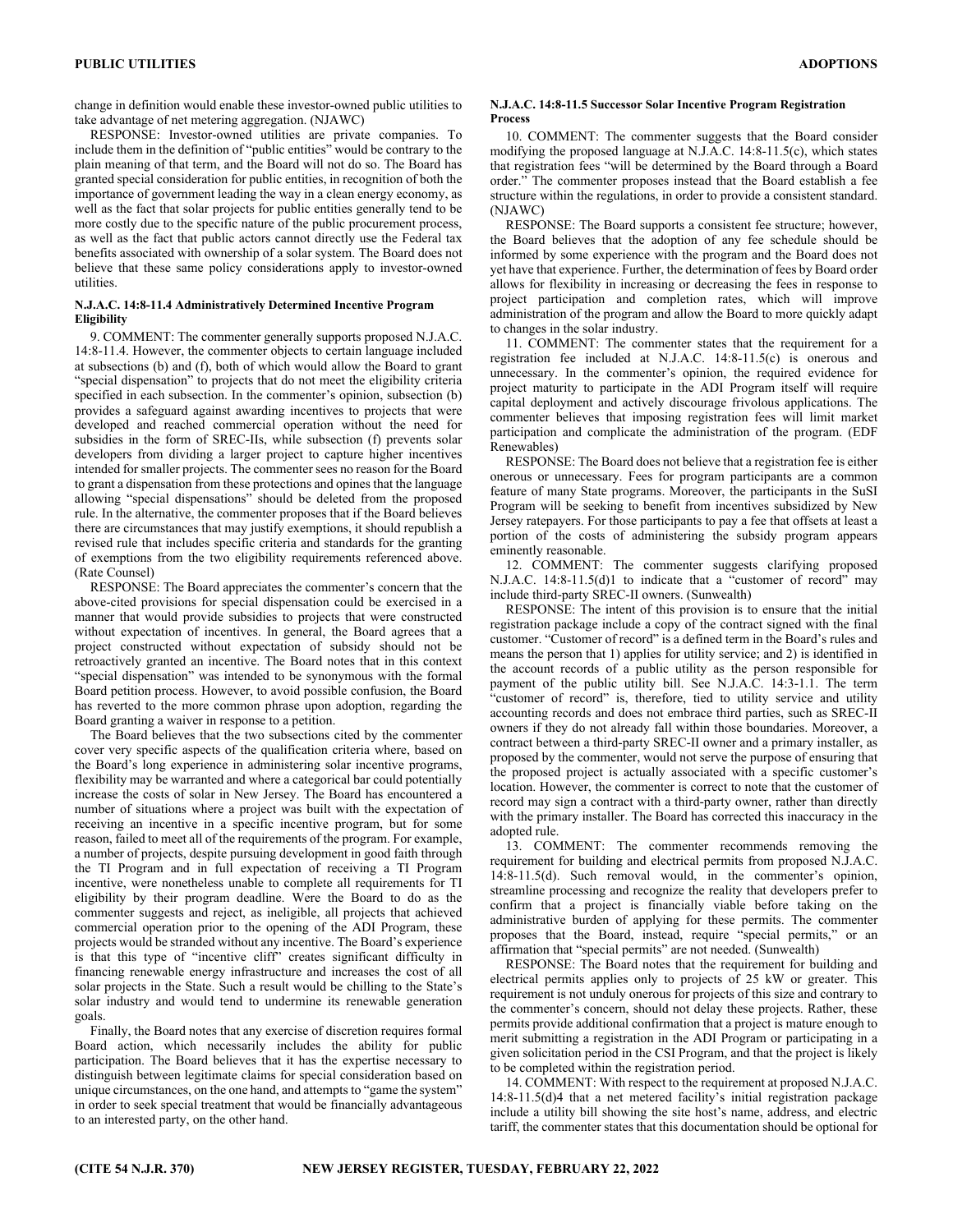change in definition would enable these investor-owned public utilities to take advantage of net metering aggregation. (NJAWC)

RESPONSE: Investor-owned utilities are private companies. To include them in the definition of "public entities" would be contrary to the plain meaning of that term, and the Board will not do so. The Board has granted special consideration for public entities, in recognition of both the importance of government leading the way in a clean energy economy, as well as the fact that solar projects for public entities generally tend to be more costly due to the specific nature of the public procurement process, as well as the fact that public actors cannot directly use the Federal tax benefits associated with ownership of a solar system. The Board does not believe that these same policy considerations apply to investor-owned utilities.

**N.J.A.C. 14:8-11.4 Administratively Determined Incentive Program Eligibility**

9. COMMENT: The commenter generally supports proposed N.J.A.C. 14:8-11.4. However, the commenter objects to certain language included at subsections (b) and (f), both of which would allow the Board to grant "special dispensation" to projects that do not meet the eligibility criteria specified in each subsection. In the commenter's opinion, subsection (b) provides a safeguard against awarding incentives to projects that were developed and reached commercial operation without the need for subsidies in the form of SREC-IIs, while subsection (f) prevents solar developers from dividing a larger project to capture higher incentives intended for smaller projects. The commenter sees no reason for the Board to grant a dispensation from these protections and opines that the language allowing "special dispensations" should be deleted from the proposed rule. In the alternative, the commenter proposes that if the Board believes there are circumstances that may justify exemptions, it should republish a revised rule that includes specific criteria and standards for the granting of exemptions from the two eligibility requirements referenced above. (Rate Counsel)

RESPONSE: The Board appreciates the commenter's concern that the above-cited provisions for special dispensation could be exercised in a manner that would provide subsidies to projects that were constructed without expectation of incentives. In general, the Board agrees that a project constructed without expectation of subsidy should not be retroactively granted an incentive. The Board notes that in this context "special dispensation" was intended to be synonymous with the formal Board petition process. However, to avoid possible confusion, the Board has reverted to the more common phrase upon adoption, regarding the Board granting a waiver in response to a petition.

The Board believes that the two subsections cited by the commenter cover very specific aspects of the qualification criteria where, based on the Board's long experience in administering solar incentive programs, flexibility may be warranted and where a categorical bar could potentially increase the costs of solar in New Jersey. The Board has encountered a number of situations where a project was built with the expectation of receiving an incentive in a specific incentive program, but for some reason, failed to meet all of the requirements of the program. For example, a number of projects, despite pursuing development in good faith through the TI Program and in full expectation of receiving a TI Program incentive, were nonetheless unable to complete all requirements for TI eligibility by their program deadline. Were the Board to do as the commenter suggests and reject, as ineligible, all projects that achieved commercial operation prior to the opening of the ADI Program, these projects would be stranded without any incentive. The Board's experience is that this type of "incentive cliff" creates significant difficulty in financing renewable energy infrastructure and increases the cost of all solar projects in the State. Such a result would be chilling to the State's solar industry and would tend to undermine its renewable generation goals.

Finally, the Board notes that any exercise of discretion requires formal Board action, which necessarily includes the ability for public participation. The Board believes that it has the expertise necessary to distinguish between legitimate claims for special consideration based on unique circumstances, on the one hand, and attempts to "game the system" in order to seek special treatment that would be financially advantageous to an interested party, on the other hand.

**N.J.A.C. 14:8-11.5 Successor Solar Incentive Program Registration Process**

10. COMMENT: The commenter suggests that the Board consider modifying the proposed language at N.J.A.C. 14:8-11.5(c), which states that registration fees "will be determined by the Board through a Board order." The commenter proposes instead that the Board establish a fee structure within the regulations, in order to provide a consistent standard. (NJAWC)

RESPONSE: The Board supports a consistent fee structure; however, the Board believes that the adoption of any fee schedule should be informed by some experience with the program and the Board does not yet have that experience. Further, the determination of fees by Board order allows for flexibility in increasing or decreasing the fees in response to project participation and completion rates, which will improve administration of the program and allow the Board to more quickly adapt to changes in the solar industry.

11. COMMENT: The commenter states that the requirement for a registration fee included at N.J.A.C. 14:8-11.5(c) is onerous and unnecessary. In the commenter's opinion, the required evidence for project maturity to participate in the ADI Program itself will require capital deployment and actively discourage frivolous applications. The commenter believes that imposing registration fees will limit market participation and complicate the administration of the program. (EDF Renewables)

RESPONSE: The Board does not believe that a registration fee is either onerous or unnecessary. Fees for program participants are a common feature of many State programs. Moreover, the participants in the SuSI Program will be seeking to benefit from incentives subsidized by New Jersey ratepayers. For those participants to pay a fee that offsets at least a portion of the costs of administering the subsidy program appears eminently reasonable.

12. COMMENT: The commenter suggests clarifying proposed N.J.A.C. 14:8-11.5(d)1 to indicate that a "customer of record" may include third-party SREC-II owners. (Sunwealth)

RESPONSE: The intent of this provision is to ensure that the initial registration package include a copy of the contract signed with the final customer. "Customer of record" is a defined term in the Board's rules and means the person that 1) applies for utility service; and 2) is identified in the account records of a public utility as the person responsible for payment of the public utility bill. See N.J.A.C. 14:3-1.1. The term "customer of record" is, therefore, tied to utility service and utility accounting records and does not embrace third parties, such as SREC-II owners if they do not already fall within those boundaries. Moreover, a contract between a third-party SREC-II owner and a primary installer, as proposed by the commenter, would not serve the purpose of ensuring that the proposed project is actually associated with a specific customer's location. However, the commenter is correct to note that the customer of record may sign a contract with a third-party owner, rather than directly with the primary installer. The Board has corrected this inaccuracy in the adopted rule.

13. COMMENT: The commenter recommends removing the requirement for building and electrical permits from proposed N.J.A.C. 14:8-11.5(d). Such removal would, in the commenter's opinion, streamline processing and recognize the reality that developers prefer to confirm that a project is financially viable before taking on the administrative burden of applying for these permits. The commenter proposes that the Board, instead, require "special permits," or an affirmation that "special permits" are not needed. (Sunwealth)

RESPONSE: The Board notes that the requirement for building and electrical permits applies only to projects of 25 kW or greater. This requirement is not unduly onerous for projects of this size and contrary to the commenter's concern, should not delay these projects. Rather, these permits provide additional confirmation that a project is mature enough to merit submitting a registration in the ADI Program or participating in a given solicitation period in the CSI Program, and that the project is likely to be completed within the registration period.

14. COMMENT: With respect to the requirement at proposed N.J.A.C. 14:8-11.5(d)4 that a net metered facility's initial registration package include a utility bill showing the site host's name, address, and electric tariff, the commenter states that this documentation should be optional for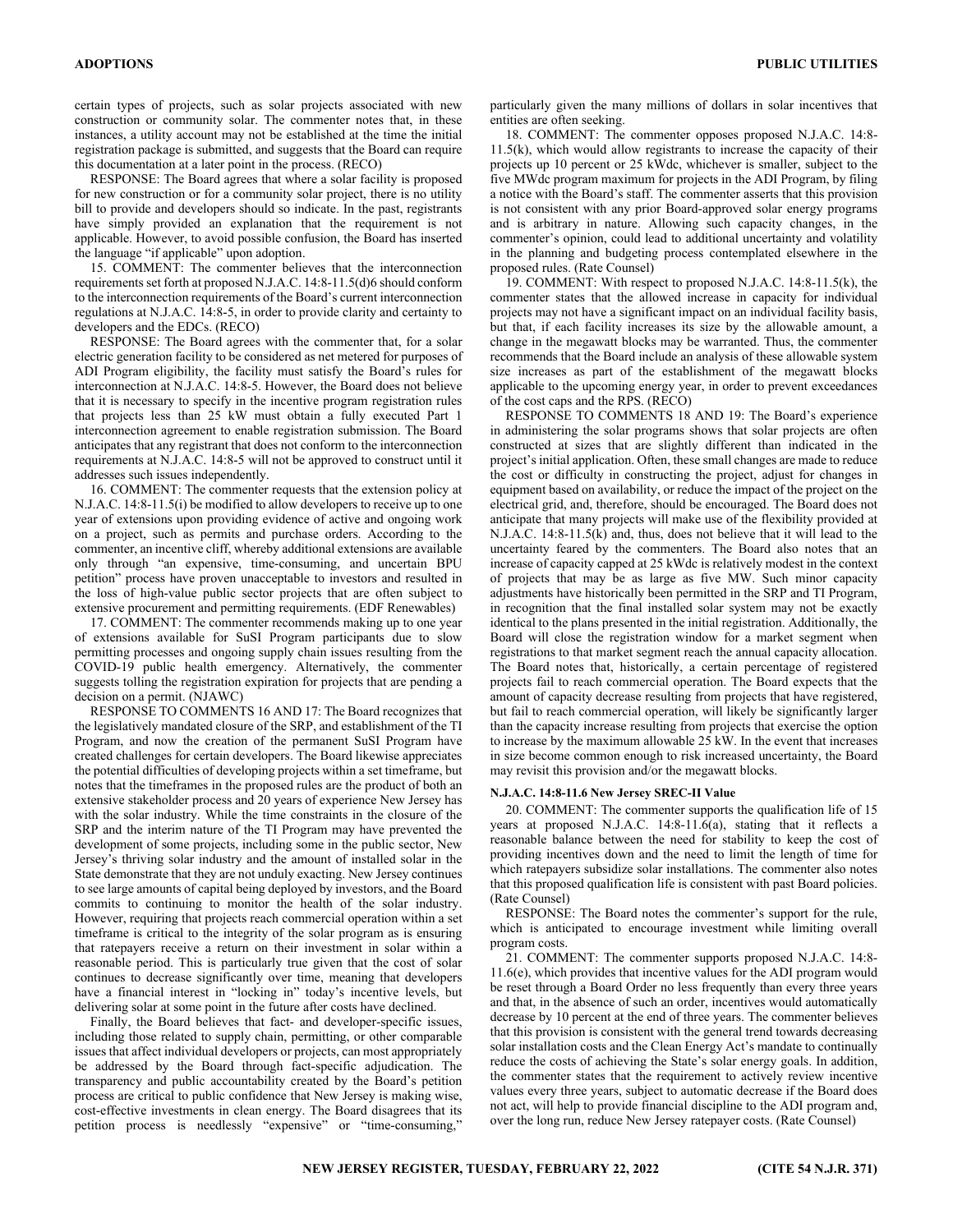certain types of projects, such as solar projects associated with new construction or community solar. The commenter notes that, in these instances, a utility account may not be established at the time the initial registration package is submitted, and suggests that the Board can require this documentation at a later point in the process. (RECO)

RESPONSE: The Board agrees that where a solar facility is proposed for new construction or for a community solar project, there is no utility bill to provide and developers should so indicate. In the past, registrants have simply provided an explanation that the requirement is not applicable. However, to avoid possible confusion, the Board has inserted the language "if applicable" upon adoption.

15. COMMENT: The commenter believes that the interconnection requirements set forth at proposed N.J.A.C. 14:8-11.5(d)6 should conform to the interconnection requirements of the Board's current interconnection regulations at N.J.A.C. 14:8-5, in order to provide clarity and certainty to developers and the EDCs. (RECO)

RESPONSE: The Board agrees with the commenter that, for a solar electric generation facility to be considered as net metered for purposes of ADI Program eligibility, the facility must satisfy the Board's rules for interconnection at N.J.A.C. 14:8-5. However, the Board does not believe that it is necessary to specify in the incentive program registration rules that projects less than 25 kW must obtain a fully executed Part 1 interconnection agreement to enable registration submission. The Board anticipates that any registrant that does not conform to the interconnection requirements at N.J.A.C. 14:8-5 will not be approved to construct until it addresses such issues independently.

16. COMMENT: The commenter requests that the extension policy at N.J.A.C. 14:8-11.5(i) be modified to allow developers to receive up to one year of extensions upon providing evidence of active and ongoing work on a project, such as permits and purchase orders. According to the commenter, an incentive cliff, whereby additional extensions are available only through "an expensive, time-consuming, and uncertain BPU petition" process have proven unacceptable to investors and resulted in the loss of high-value public sector projects that are often subject to extensive procurement and permitting requirements. (EDF Renewables)

17. COMMENT: The commenter recommends making up to one year of extensions available for SuSI Program participants due to slow permitting processes and ongoing supply chain issues resulting from the COVID-19 public health emergency. Alternatively, the commenter suggests tolling the registration expiration for projects that are pending a decision on a permit. (NJAWC)

RESPONSE TO COMMENTS 16 AND 17: The Board recognizes that the legislatively mandated closure of the SRP, and establishment of the TI Program, and now the creation of the permanent SuSI Program have created challenges for certain developers. The Board likewise appreciates the potential difficulties of developing projects within a set timeframe, but notes that the timeframes in the proposed rules are the product of both an extensive stakeholder process and 20 years of experience New Jersey has with the solar industry. While the time constraints in the closure of the SRP and the interim nature of the TI Program may have prevented the development of some projects, including some in the public sector, New Jersey's thriving solar industry and the amount of installed solar in the State demonstrate that they are not unduly exacting. New Jersey continues to see large amounts of capital being deployed by investors, and the Board commits to continuing to monitor the health of the solar industry. However, requiring that projects reach commercial operation within a set timeframe is critical to the integrity of the solar program as is ensuring that ratepayers receive a return on their investment in solar within a reasonable period. This is particularly true given that the cost of solar continues to decrease significantly over time, meaning that developers have a financial interest in "locking in" today's incentive levels, but delivering solar at some point in the future after costs have declined.

Finally, the Board believes that fact- and developer-specific issues, including those related to supply chain, permitting, or other comparable issues that affect individual developers or projects, can most appropriately be addressed by the Board through fact-specific adjudication. The transparency and public accountability created by the Board's petition process are critical to public confidence that New Jersey is making wise, cost-effective investments in clean energy. The Board disagrees that its petition process is needlessly "expensive" or "time-consuming," particularly given the many millions of dollars in solar incentives that entities are often seeking.

18. COMMENT: The commenter opposes proposed N.J.A.C. 14:8-11.5(k), which would allow registrants to increase the capacity of their projects up 10 percent or 25 kWdc, whichever is smaller, subject to the five MWdc program maximum for projects in the ADI Program, by filing a notice with the Board's staff. The commenter asserts that this provision is not consistent with any prior Board-approved solar energy programs and is arbitrary in nature. Allowing such capacity changes, in the commenter's opinion, could lead to additional uncertainty and volatility in the planning and budgeting process contemplated elsewhere in the proposed rules. (Rate Counsel)

19. COMMENT: With respect to proposed N.J.A.C. 14:8-11.5(k), the commenter states that the allowed increase in capacity for individual projects may not have a significant impact on an individual facility basis, but that, if each facility increases its size by the allowable amount, a change in the megawatt blocks may be warranted. Thus, the commenter recommends that the Board include an analysis of these allowable system size increases as part of the establishment of the megawatt blocks applicable to the upcoming energy year, in order to prevent exceedances of the cost caps and the RPS. (RECO)

RESPONSE TO COMMENTS 18 AND 19: The Board's experience in administering the solar programs shows that solar projects are often constructed at sizes that are slightly different than indicated in the project's initial application. Often, these small changes are made to reduce the cost or difficulty in constructing the project, adjust for changes in equipment based on availability, or reduce the impact of the project on the electrical grid, and, therefore, should be encouraged. The Board does not anticipate that many projects will make use of the flexibility provided at N.J.A.C. 14:8-11.5(k) and, thus, does not believe that it will lead to the uncertainty feared by the commenters. The Board also notes that an increase of capacity capped at 25 kWdc is relatively modest in the context of projects that may be as large as five MW. Such minor capacity adjustments have historically been permitted in the SRP and TI Program, in recognition that the final installed solar system may not be exactly identical to the plans presented in the initial registration. Additionally, the Board will close the registration window for a market segment when registrations to that market segment reach the annual capacity allocation. The Board notes that, historically, a certain percentage of registered projects fail to reach commercial operation. The Board expects that the amount of capacity decrease resulting from projects that have registered, but fail to reach commercial operation, will likely be significantly larger than the capacity increase resulting from projects that exercise the option to increase by the maximum allowable 25 kW. In the event that increases in size become common enough to risk increased uncertainty, the Board may revisit this provision and/or the megawatt blocks.

**N.J.A.C. 14:8-11.6 New Jersey SREC-II Value**

20. COMMENT: The commenter supports the qualification life of 15 years at proposed N.J.A.C. 14:8-11.6(a), stating that it reflects a reasonable balance between the need for stability to keep the cost of providing incentives down and the need to limit the length of time for which ratepayers subsidize solar installations. The commenter also notes that this proposed qualification life is consistent with past Board policies. (Rate Counsel)

RESPONSE: The Board notes the commenter's support for the rule, which is anticipated to encourage investment while limiting overall program costs.

21. COMMENT: The commenter supports proposed N.J.A.C. 14:8-11.6(e), which provides that incentive values for the ADI program would be reset through a Board Order no less frequently than every three years and that, in the absence of such an order, incentives would automatically decrease by 10 percent at the end of three years. The commenter believes that this provision is consistent with the general trend towards decreasing solar installation costs and the Clean Energy Act's mandate to continually reduce the costs of achieving the State's solar energy goals. In addition, the commenter states that the requirement to actively review incentive values every three years, subject to automatic decrease if the Board does not act, will help to provide financial discipline to the ADI program and, over the long run, reduce New Jersey ratepayer costs. (Rate Counsel)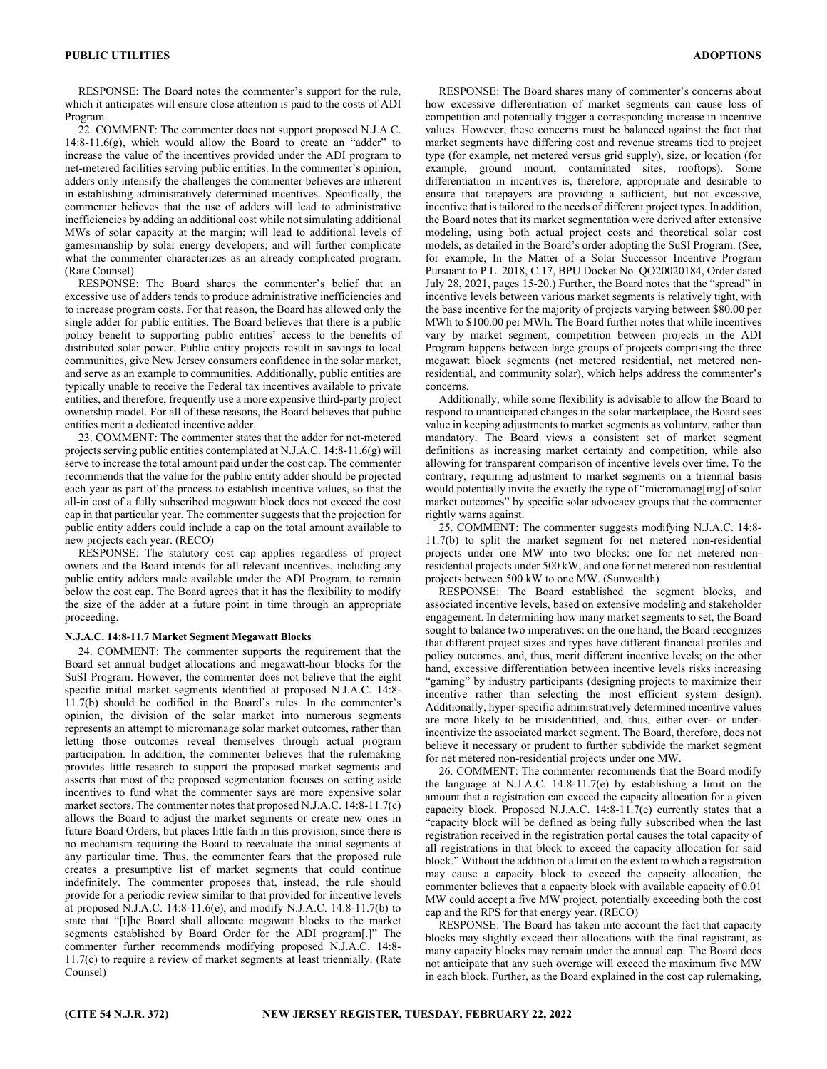RESPONSE: The Board notes the commenter's support for the rule, which it anticipates will ensure close attention is paid to the costs of ADI Program.

22. COMMENT: The commenter does not support proposed N.J.A.C. 14:8-11.6(g), which would allow the Board to create an "adder" to increase the value of the incentives provided under the ADI program to net-metered facilities serving public entities. In the commenter's opinion, adders only intensify the challenges the commenter believes are inherent in establishing administratively determined incentives. Specifically, the commenter believes that the use of adders will lead to administrative inefficiencies by adding an additional cost while not simulating additional MWs of solar capacity at the margin; will lead to additional levels of gamesmanship by solar energy developers; and will further complicate what the commenter characterizes as an already complicated program. (Rate Counsel)

RESPONSE: The Board shares the commenter's belief that an excessive use of adders tends to produce administrative inefficiencies and to increase program costs. For that reason, the Board has allowed only the single adder for public entities. The Board believes that there is a public policy benefit to supporting public entities' access to the benefits of distributed solar power. Public entity projects result in savings to local communities, give New Jersey consumers confidence in the solar market, and serve as an example to communities. Additionally, public entities are typically unable to receive the Federal tax incentives available to private entities, and therefore, frequently use a more expensive third-party project ownership model. For all of these reasons, the Board believes that public entities merit a dedicated incentive adder.

23. COMMENT: The commenter states that the adder for net-metered projects serving public entities contemplated at N.J.A.C. 14:8-11.6(g) will serve to increase the total amount paid under the cost cap. The commenter recommends that the value for the public entity adder should be projected each year as part of the process to establish incentive values, so that the all-in cost of a fully subscribed megawatt block does not exceed the cost cap in that particular year. The commenter suggests that the projection for public entity adders could include a cap on the total amount available to new projects each year. (RECO)

RESPONSE: The statutory cost cap applies regardless of project owners and the Board intends for all relevant incentives, including any public entity adders made available under the ADI Program, to remain below the cost cap. The Board agrees that it has the flexibility to modify the size of the adder at a future point in time through an appropriate proceeding.

### N.J.A.C. 14:8-11.7 Market Segment Megawatt Blocks

24. COMMENT: The commenter supports the requirement that the Board set annual budget allocations and megawatt-hour blocks for the SuSI Program. However, the commenter does not believe that the eight specific initial market segments identified at proposed N.J.A.C. 14:8-11.7(b) should be codified in the Board's rules. In the commenter's opinion, the division of the solar market into numerous segments represents an attempt to micromanage solar market outcomes, rather than letting those outcomes reveal themselves through actual program participation. In addition, the commenter believes that the rulemaking provides little research to support the proposed market segments and asserts that most of the proposed segmentation focuses on setting aside incentives to fund what the commenter says are more expensive solar market sectors. The commenter notes that proposed N.J.A.C. 14:8-11.7(c) allows the Board to adjust the market segments or create new ones in future Board Orders, but places little faith in this provision, since there is no mechanism requiring the Board to reevaluate the initial segments at any particular time. Thus, the commenter fears that the proposed rule creates a presumptive list of market segments that could continue indefinitely. The commenter proposes that, instead, the rule should provide for a periodic review similar to that provided for incentive levels at proposed N.J.A.C. 14:8-11.6(e), and modify N.J.A.C. 14:8-11.7(b) to state that "[t]he Board shall allocate megawatt blocks to the market segments established by Board Order for the ADI program[.]" The commenter further recommends modifying proposed N.J.A.C. 14:8-11.7(c) to require a review of market segments at least triennially. (Rate Counsel)

RESPONSE: The Board shares many of commenter's concerns about how excessive differentiation of market segments can cause loss of competition and potentially trigger a corresponding increase in incentive values. However, these concerns must be balanced against the fact that market segments have differing cost and revenue streams tied to project type (for example, net metered versus grid supply), size, or location (for example, ground mount, contaminated sites, rooftops). Some differentiation in incentives is, therefore, appropriate and desirable to ensure that ratepayers are providing a sufficient, but not excessive, incentive that is tailored to the needs of different project types. In addition, the Board notes that its market segmentation were derived after extensive modeling, using both actual project costs and theoretical solar cost models, as detailed in the Board's order adopting the SuSI Program. (See, for example, In the Matter of a Solar Successor Incentive Program Pursuant to P.L. 2018, C.17, BPU Docket No. QO20020184, Order dated July 28, 2021, pages 15-20.) Further, the Board notes that the "spread" in incentive levels between various market segments is relatively tight, with the base incentive for the majority of projects varying between $80.00 per MWh to $100.00 per MWh. The Board further notes that while incentives vary by market segment, competition between projects in the ADI Program happens between large groups of projects comprising the three megawatt block segments (net metered residential, net metered non-residential, and community solar), which helps address the commenter's concerns.

Additionally, while some flexibility is advisable to allow the Board to respond to unanticipated changes in the solar marketplace, the Board sees value in keeping adjustments to market segments as voluntary, rather than mandatory. The Board views a consistent set of market segment definitions as increasing market certainty and competition, while also allowing for transparent comparison of incentive levels over time. To the contrary, requiring adjustment to market segments on a triennial basis would potentially invite the exactly the type of "micromanag[ing] of solar market outcomes" by specific solar advocacy groups that the commenter rightly warns against.

25. COMMENT: The commenter suggests modifying N.J.A.C. 14:8-11.7(b) to split the market segment for net metered non-residential projects under one MW into two blocks: one for net metered non-residential projects under 500 kW, and one for net metered non-residential projects between 500 kW to one MW. (Sunwealth)

RESPONSE: The Board established the segment blocks, and associated incentive levels, based on extensive modeling and stakeholder engagement. In determining how many market segments to set, the Board sought to balance two imperatives: on the one hand, the Board recognizes that different project sizes and types have different financial profiles and policy outcomes, and, thus, merit different incentive levels; on the other hand, excessive differentiation between incentive levels risks increasing "gaming" by industry participants (designing projects to maximize their incentive rather than selecting the most efficient system design). Additionally, hyper-specific administratively determined incentive values are more likely to be misidentified, and, thus, either over- or under-incentivize the associated market segment. The Board, therefore, does not believe it necessary or prudent to further subdivide the market segment for net metered non-residential projects under one MW.

26. COMMENT: The commenter recommends that the Board modify the language at N.J.A.C. 14:8-11.7(e) by establishing a limit on the amount that a registration can exceed the capacity allocation for a given capacity block. Proposed N.J.A.C. 14:8-11.7(e) currently states that a "capacity block will be defined as being fully subscribed when the last registration received in the registration portal causes the total capacity of all registrations in that block to exceed the capacity allocation for said block." Without the addition of a limit on the extent to which a registration may cause a capacity block to exceed the capacity allocation, the commenter believes that a capacity block with available capacity of 0.01 MW could accept a five MW project, potentially exceeding both the cost cap and the RPS for that energy year. (RECO)

RESPONSE: The Board has taken into account the fact that capacity blocks may slightly exceed their allocations with the final registrant, as many capacity blocks may remain under the annual cap. The Board does not anticipate that any such overage will exceed the maximum five MW in each block. Further, as the Board explained in the cost cap rulemaking,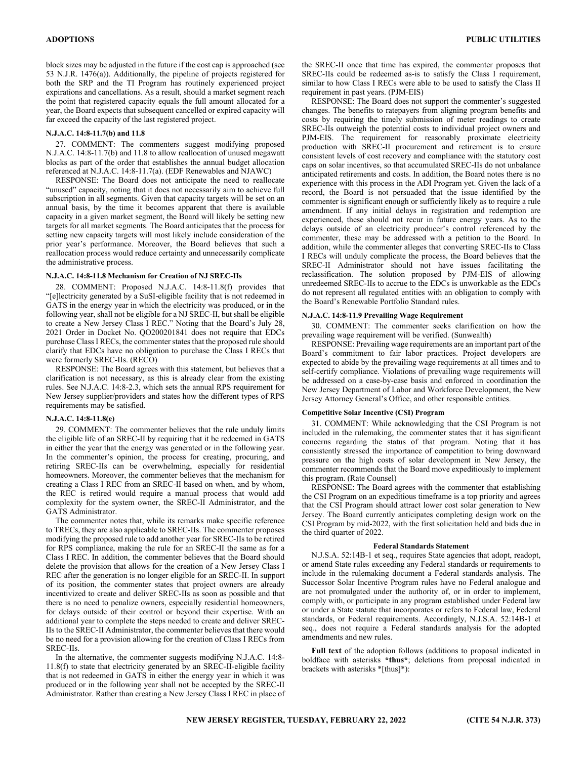block sizes may be adjusted in the future if the cost cap is approached (see 53 N.J.R. 1476(a)). Additionally, the pipeline of projects registered for both the SRP and the TI Program has routinely experienced project expirations and cancellations. As a result, should a market segment reach the point that registered capacity equals the full amount allocated for a year, the Board expects that subsequent cancelled or expired capacity will far exceed the capacity of the last registered project.

#### N.J.A.C. 14:8-11.7(b) and 11.8

27. COMMENT: The commenters suggest modifying proposed N.J.A.C. 14:8-11.7(b) and 11.8 to allow reallocation of unused megawatt blocks as part of the order that establishes the annual budget allocation referenced at N.J.A.C. 14:8-11.7(a). (EDF Renewables and NJAWC)

RESPONSE: The Board does not anticipate the need to reallocate "unused" capacity, noting that it does not necessarily aim to achieve full subscription in all segments. Given that capacity targets will be set on an annual basis, by the time it becomes apparent that there is available capacity in a given market segment, the Board will likely be setting new targets for all market segments. The Board anticipates that the process for setting new capacity targets will most likely include consideration of the prior year's performance. Moreover, the Board believes that such a reallocation process would reduce certainty and unnecessarily complicate the administrative process.

#### N.J.A.C. 14:8-11.8 Mechanism for Creation of NJ SREC-IIs

28. COMMENT: Proposed N.J.A.C. 14:8-11.8(f) provides that "[e]lectricity generated by a SuSI-eligible facility that is not redeemed in GATS in the energy year in which the electricity was produced, or in the following year, shall not be eligible for a NJ SREC-II, but shall be eligible to create a New Jersey Class I REC." Noting that the Board's July 28, 2021 Order in Docket No. QO200201841 does not require that EDCs purchase Class I RECs, the commenter states that the proposed rule should clarify that EDCs have no obligation to purchase the Class I RECs that were formerly SREC-IIs. (RECO)

RESPONSE: The Board agrees with this statement, but believes that a clarification is not necessary, as this is already clear from the existing rules. See N.J.A.C. 14:8-2.3, which sets the annual RPS requirement for New Jersey supplier/providers and states how the different types of RPS requirements may be satisfied.

#### N.J.A.C. 14:8-11.8(e)

29. COMMENT: The commenter believes that the rule unduly limits the eligible life of an SREC-II by requiring that it be redeemed in GATS in either the year that the energy was generated or in the following year. In the commenter's opinion, the process for creating, procuring, and retiring SREC-IIs can be overwhelming, especially for residential homeowners. Moreover, the commenter believes that the mechanism for creating a Class I REC from an SREC-II based on when, and by whom, the REC is retired would require a manual process that would add complexity for the system owner, the SREC-II Administrator, and the GATS Administrator.

The commenter notes that, while its remarks make specific reference to TRECs, they are also applicable to SREC-IIs. The commenter proposes modifying the proposed rule to add another year for SREC-IIs to be retired for RPS compliance, making the rule for an SREC-II the same as for a Class I REC. In addition, the commenter believes that the Board should delete the provision that allows for the creation of a New Jersey Class I REC after the generation is no longer eligible for an SREC-II. In support of its position, the commenter states that project owners are already incentivized to create and deliver SREC-IIs as soon as possible and that there is no need to penalize owners, especially residential homeowners, for delays outside of their control or beyond their expertise. With an additional year to complete the steps needed to create and deliver SREC-IIs to the SREC-II Administrator, the commenter believes that there would be no need for a provision allowing for the creation of Class I RECs from SREC-IIs.

In the alternative, the commenter suggests modifying N.J.A.C. 14:8-11.8(f) to state that electricity generated by an SREC-II-eligible facility that is not redeemed in GATS in either the energy year in which it was produced or in the following year shall not be accepted by the SREC-II Administrator. Rather than creating a New Jersey Class I REC in place of the SREC-II once that time has expired, the commenter proposes that SREC-IIs could be redeemed as-is to satisfy the Class I requirement, similar to how Class I RECs were able to be used to satisfy the Class II requirement in past years. (PJM-EIS)

RESPONSE: The Board does not support the commenter's suggested changes. The benefits to ratepayers from aligning program benefits and costs by requiring the timely submission of meter readings to create SREC-IIs outweigh the potential costs to individual project owners and PJM-EIS. The requirement for reasonably proximate electricity production with SREC-II procurement and retirement is to ensure consistent levels of cost recovery and compliance with the statutory cost caps on solar incentives, so that accumulated SREC-IIs do not unbalance anticipated retirements and costs. In addition, the Board notes there is no experience with this process in the ADI Program yet. Given the lack of a record, the Board is not persuaded that the issue identified by the commenter is significant enough or sufficiently likely as to require a rule amendment. If any initial delays in registration and redemption are experienced, these should not recur in future energy years. As to the delays outside of an electricity producer's control referenced by the commenter, these may be addressed with a petition to the Board. In addition, while the commenter alleges that converting SREC-IIs to Class I RECs will unduly complicate the process, the Board believes that the SREC-II Administrator should not have issues facilitating the reclassification. The solution proposed by PJM-EIS of allowing unredeemed SREC-IIs to accrue to the EDCs is unworkable as the EDCs do not represent all regulated entities with an obligation to comply with the Board's Renewable Portfolio Standard rules.

#### N.J.A.C. 14:8-11.9 Prevailing Wage Requirement

30. COMMENT: The commenter seeks clarification on how the prevailing wage requirement will be verified. (Sunwealth)

RESPONSE: Prevailing wage requirements are an important part of the Board's commitment to fair labor practices. Project developers are expected to abide by the prevailing wage requirements at all times and to self-certify compliance. Violations of prevailing wage requirements will be addressed on a case-by-case basis and enforced in coordination the New Jersey Department of Labor and Workforce Development, the New Jersey Attorney General's Office, and other responsible entities.

#### Competitive Solar Incentive (CSI) Program

31. COMMENT: While acknowledging that the CSI Program is not included in the rulemaking, the commenter states that it has significant concerns regarding the status of that program. Noting that it has consistently stressed the importance of competition to bring downward pressure on the high costs of solar development in New Jersey, the commenter recommends that the Board move expeditiously to implement this program. (Rate Counsel)

RESPONSE: The Board agrees with the commenter that establishing the CSI Program on an expeditious timeframe is a top priority and agrees that the CSI Program should attract lower cost solar generation to New Jersey. The Board currently anticipates completing design work on the CSI Program by mid-2022, with the first solicitation held and bids due in the third quarter of 2022.

#### Federal Standards Statement

N.J.S.A. 52:14B-1 et seq., requires State agencies that adopt, readopt, or amend State rules exceeding any Federal standards or requirements to include in the rulemaking document a Federal standards analysis. The Successor Solar Incentive Program rules have no Federal analogue and are not promulgated under the authority of, or in order to implement, comply with, or participate in any program established under Federal law or under a State statute that incorporates or refers to Federal law, Federal standards, or Federal requirements. Accordingly, N.J.S.A. 52:14B-1 et seq., does not require a Federal standards analysis for the adopted amendments and new rules.

**Full text** of the adoption follows (additions to proposal indicated in boldface with asterisks **\*thus\***; deletions from proposal indicated in brackets with asterisks *[thus]*):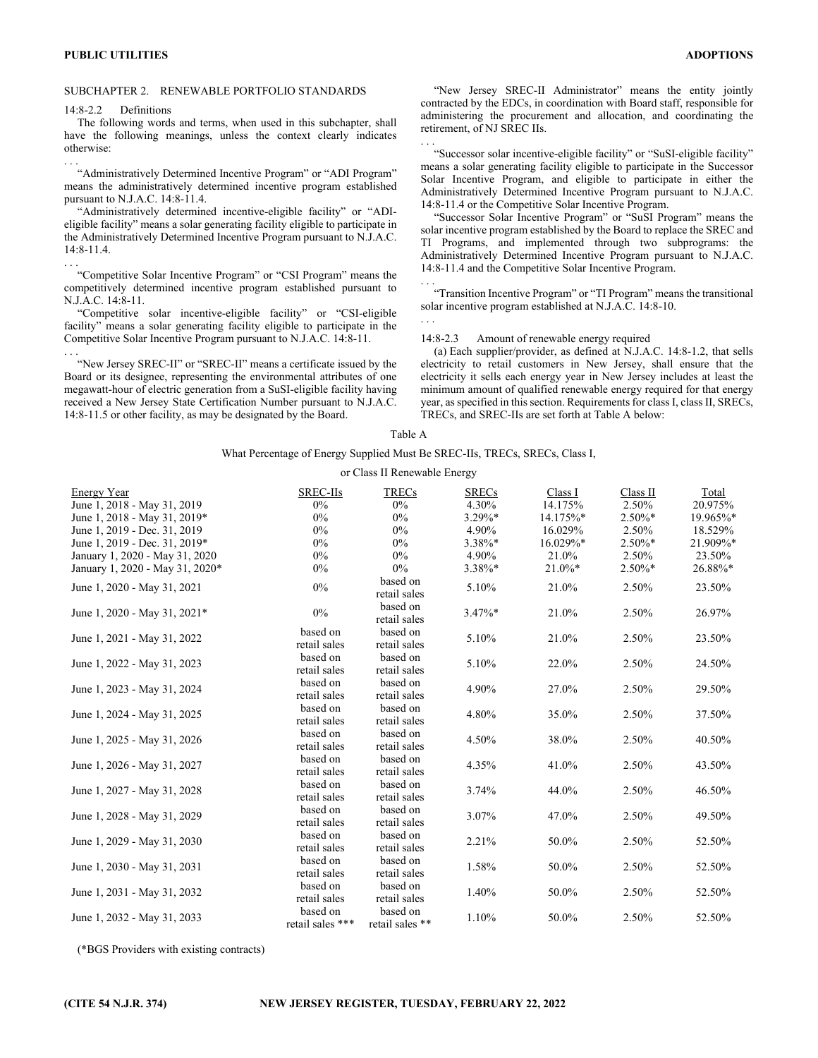SUBCHAPTER 2. RENEWABLE PORTFOLIO STANDARDS

14:8-2.2 Definitions

The following words and terms, when used in this subchapter, shall have the following meanings, unless the context clearly indicates otherwise:

. . .

"Administratively Determined Incentive Program" or "ADI Program" means the administratively determined incentive program established pursuant to N.J.A.C. 14:8-11.4.

"Administratively determined incentive-eligible facility" or "ADI-eligible facility" means a solar generating facility eligible to participate in the Administratively Determined Incentive Program pursuant to N.J.A.C. 14:8-11.4.

. . .

"Competitive Solar Incentive Program" or "CSI Program" means the competitively determined incentive program established pursuant to N.J.A.C. 14:8-11.

"Competitive solar incentive-eligible facility" or "CSI-eligible facility" means a solar generating facility eligible to participate in the Competitive Solar Incentive Program pursuant to N.J.A.C. 14:8-11.

. . .

"New Jersey SREC-II" or "SREC-II" means a certificate issued by the Board or its designee, representing the environmental attributes of one megawatt-hour of electric generation from a SuSI-eligible facility having received a New Jersey State Certification Number pursuant to N.J.A.C. 14:8-11.5 or other facility, as may be designated by the Board.

"New Jersey SREC-II Administrator" means the entity jointly contracted by the EDCs, in coordination with Board staff, responsible for administering the procurement and allocation, and coordinating the retirement, of NJ SREC IIs.

. . .

"Successor solar incentive-eligible facility" or "SuSI-eligible facility" means a solar generating facility eligible to participate in the Successor Solar Incentive Program, and eligible to participate in either the Administratively Determined Incentive Program pursuant to N.J.A.C. 14:8-11.4 or the Competitive Solar Incentive Program.

"Successor Solar Incentive Program" or "SuSI Program" means the solar incentive program established by the Board to replace the SREC and TI Programs, and implemented through two subprograms: the Administratively Determined Incentive Program pursuant to N.J.A.C. 14:8-11.4 and the Competitive Solar Incentive Program.

. . .

"Transition Incentive Program" or "TI Program" means the transitional solar incentive program established at N.J.A.C. 14:8-10.

. . .

14:8-2.3 Amount of renewable energy required

(a) Each supplier/provider, as defined at N.J.A.C. 14:8-1.2, that sells electricity to retail customers in New Jersey, shall ensure that the electricity it sells each energy year in New Jersey includes at least the minimum amount of qualified renewable energy required for that energy year, as specified in this section. Requirements for class I, class II, SRECs, TRECs, and SREC-IIs are set forth at Table A below:

Table A

What Percentage of Energy Supplied Must Be SREC-IIs, TRECs, SRECs, Class I, or Class II Renewable Energy

| Energy Year | SREC-IIs | TRECs | SRECs | Class I | Class II | Total |
|---|---|---|---|---|---|---|
| June 1, 2018 - May 31, 2019 | 0% | 0% | 4.30% | 14.175% | 2.50% | 20.975% |
| June 1, 2018 - May 31, 2019* | 0% | 0% | 3.29%* | 14.175%* | 2.50%* | 19.965%* |
| June 1, 2019 - Dec. 31, 2019 | 0% | 0% | 4.90% | 16.029% | 2.50% | 18.529% |
| June 1, 2019 - Dec. 31, 2019* | 0% | 0% | 3.38%* | 16.029%* | 2.50%* | 21.909%* |
| January 1, 2020 - May 31, 2020 | 0% | 0% | 4.90% | 21.0% | 2.50% | 23.50% |
| January 1, 2020 - May 31, 2020* | 0% | 0% | 3.38%* | 21.0%* | 2.50%* | 26.88%* |
| June 1, 2020 - May 31, 2021 | 0% | based on retail sales | 5.10% | 21.0% | 2.50% | 23.50% |
| June 1, 2020 - May 31, 2021* | 0% | based on retail sales | 3.47%* | 21.0% | 2.50% | 26.97% |
| June 1, 2021 - May 31, 2022 | based on retail sales | based on retail sales | 5.10% | 21.0% | 2.50% | 23.50% |
| June 1, 2022 - May 31, 2023 | based on retail sales | based on retail sales | 5.10% | 22.0% | 2.50% | 24.50% |
| June 1, 2023 - May 31, 2024 | based on retail sales | based on retail sales | 4.90% | 27.0% | 2.50% | 29.50% |
| June 1, 2024 - May 31, 2025 | based on retail sales | based on retail sales | 4.80% | 35.0% | 2.50% | 37.50% |
| June 1, 2025 - May 31, 2026 | based on retail sales | based on retail sales | 4.50% | 38.0% | 2.50% | 40.50% |
| June 1, 2026 - May 31, 2027 | based on retail sales | based on retail sales | 4.35% | 41.0% | 2.50% | 43.50% |
| June 1, 2027 - May 31, 2028 | based on retail sales | based on retail sales | 3.74% | 44.0% | 2.50% | 46.50% |
| June 1, 2028 - May 31, 2029 | based on retail sales | based on retail sales | 3.07% | 47.0% | 2.50% | 49.50% |
| June 1, 2029 - May 31, 2030 | based on retail sales | based on retail sales | 2.21% | 50.0% | 2.50% | 52.50% |
| June 1, 2030 - May 31, 2031 | based on retail sales | based on retail sales | 1.58% | 50.0% | 2.50% | 52.50% |
| June 1, 2031 - May 31, 2032 | based on retail sales | based on retail sales | 1.40% | 50.0% | 2.50% | 52.50% |
| June 1, 2032 - May 31, 2033 | based on retail sales *** | based on retail sales ** | 1.10% | 50.0% | 2.50% | 52.50% |

(*BGS Providers with existing contracts)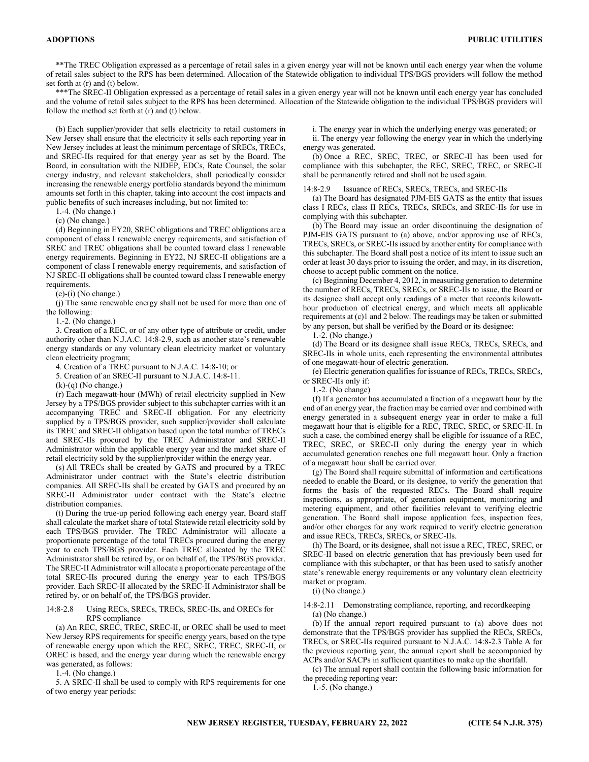**The TREC Obligation expressed as a percentage of retail sales in a given energy year will not be known until each energy year when the volume of retail sales subject to the RPS has been determined. Allocation of the Statewide obligation to individual TPS/BGS providers will follow the method set forth at (r) and (t) below.

***The SREC-II Obligation expressed as a percentage of retail sales in a given energy year will not be known until each energy year has concluded and the volume of retail sales subject to the RPS has been determined. Allocation of the Statewide obligation to the individual TPS/BGS providers will follow the method set forth at (r) and (t) below.

(b) Each supplier/provider that sells electricity to retail customers in New Jersey shall ensure that the electricity it sells each reporting year in New Jersey includes at least the minimum percentage of SRECs, TRECs, and SREC-IIs required for that energy year as set by the Board. The Board, in consultation with the NJDEP, EDCs, Rate Counsel, the solar energy industry, and relevant stakeholders, shall periodically consider increasing the renewable energy portfolio standards beyond the minimum amounts set forth in this chapter, taking into account the cost impacts and public benefits of such increases including, but not limited to:

1.-4. (No change.)

(c) (No change.)

(d) Beginning in EY20, SREC obligations and TREC obligations are a component of class I renewable energy requirements, and satisfaction of SREC and TREC obligations shall be counted toward class I renewable energy requirements. Beginning in EY22, NJ SREC-II obligations are a component of class I renewable energy requirements, and satisfaction of NJ SREC-II obligations shall be counted toward class I renewable energy requirements.

(e)-(i) (No change.)

(j) The same renewable energy shall not be used for more than one of the following:

1.-2. (No change.)

3. Creation of a REC, or of any other type of attribute or credit, under authority other than N.J.A.C. 14:8-2.9, such as another state's renewable energy standards or any voluntary clean electricity market or voluntary clean electricity program;

4. Creation of a TREC pursuant to N.J.A.C. 14:8-10; or

5. Creation of an SREC-II pursuant to N.J.A.C. 14:8-11.

(k)-(q) (No change.)

(r) Each megawatt-hour (MWh) of retail electricity supplied in New Jersey by a TPS/BGS provider subject to this subchapter carries with it an accompanying TREC and SREC-II obligation. For any electricity supplied by a TPS/BGS provider, such supplier/provider shall calculate its TREC and SREC-II obligation based upon the total number of TRECs and SREC-IIs procured by the TREC Administrator and SREC-II Administrator within the applicable energy year and the market share of retail electricity sold by the supplier/provider within the energy year.

(s) All TRECs shall be created by GATS and procured by a TREC Administrator under contract with the State's electric distribution companies. All SREC-IIs shall be created by GATS and procured by an SREC-II Administrator under contract with the State's electric distribution companies.

(t) During the true-up period following each energy year, Board staff shall calculate the market share of total Statewide retail electricity sold by each TPS/BGS provider. The TREC Administrator will allocate a proportionate percentage of the total TRECs procured during the energy year to each TPS/BGS provider. Each TREC allocated by the TREC Administrator shall be retired by, or on behalf of, the TPS/BGS provider. The SREC-II Administrator will allocate a proportionate percentage of the total SREC-IIs procured during the energy year to each TPS/BGS provider. Each SREC-II allocated by the SREC-II Administrator shall be retired by, or on behalf of, the TPS/BGS provider.

14:8-2.8 Using RECs, SRECs, TRECs, SREC-IIs, and ORECs for RPS compliance

(a) An REC, SREC, TREC, SREC-II, or OREC shall be used to meet New Jersey RPS requirements for specific energy years, based on the type of renewable energy upon which the REC, SREC, TREC, SREC-II, or OREC is based, and the energy year during which the renewable energy was generated, as follows:

1.-4. (No change.)

5. A SREC-II shall be used to comply with RPS requirements for one of two energy year periods:

i. The energy year in which the underlying energy was generated; or

ii. The energy year following the energy year in which the underlying energy was generated.

(b) Once a REC, SREC, TREC, or SREC-II has been used for compliance with this subchapter, the REC, SREC, TREC, or SREC-II shall be permanently retired and shall not be used again.

14:8-2.9 Issuance of RECs, SRECs, TRECs, and SREC-IIs

(a) The Board has designated PJM-EIS GATS as the entity that issues class I RECs, class II RECs, TRECs, SRECs, and SREC-IIs for use in complying with this subchapter.

(b) The Board may issue an order discontinuing the designation of PJM-EIS GATS pursuant to (a) above, and/or approving use of RECs, TRECs, SRECs, or SREC-IIs issued by another entity for compliance with this subchapter. The Board shall post a notice of its intent to issue such an order at least 30 days prior to issuing the order, and may, in its discretion, choose to accept public comment on the notice.

(c) Beginning December 4, 2012, in measuring generation to determine the number of RECs, TRECs, SRECs, or SREC-IIs to issue, the Board or its designee shall accept only readings of a meter that records kilowatt-hour production of electrical energy, and which meets all applicable requirements at (c)1 and 2 below. The readings may be taken or submitted by any person, but shall be verified by the Board or its designee:

1.-2. (No change.)

(d) The Board or its designee shall issue RECs, TRECs, SRECs, and SREC-IIs in whole units, each representing the environmental attributes of one megawatt-hour of electric generation.

(e) Electric generation qualifies for issuance of RECs, TRECs, SRECs, or SREC-IIs only if:

1.-2. (No change)

(f) If a generator has accumulated a fraction of a megawatt hour by the end of an energy year, the fraction may be carried over and combined with energy generated in a subsequent energy year in order to make a full megawatt hour that is eligible for a REC, TREC, SREC, or SREC-II. In such a case, the combined energy shall be eligible for issuance of a REC, TREC, SREC, or SREC-II only during the energy year in which accumulated generation reaches one full megawatt hour. Only a fraction of a megawatt hour shall be carried over.

(g) The Board shall require submittal of information and certifications needed to enable the Board, or its designee, to verify the generation that forms the basis of the requested RECs. The Board shall require inspections, as appropriate, of generation equipment, monitoring and metering equipment, and other facilities relevant to verifying electric generation. The Board shall impose application fees, inspection fees, and/or other charges for any work required to verify electric generation and issue RECs, TRECs, SRECs, or SREC-IIs.

(h) The Board, or its designee, shall not issue a REC, TREC, SREC, or SREC-II based on electric generation that has previously been used for compliance with this subchapter, or that has been used to satisfy another state's renewable energy requirements or any voluntary clean electricity market or program.

(i) (No change.)

14:8-2.11 Demonstrating compliance, reporting, and recordkeeping

(a) (No change.)

(b) If the annual report required pursuant to (a) above does not demonstrate that the TPS/BGS provider has supplied the RECs, SRECs, TRECs, or SREC-IIs required pursuant to N.J.A.C. 14:8-2.3 Table A for the previous reporting year, the annual report shall be accompanied by ACPs and/or SACPs in sufficient quantities to make up the shortfall.

(c) The annual report shall contain the following basic information for the preceding reporting year:

1.-5. (No change.)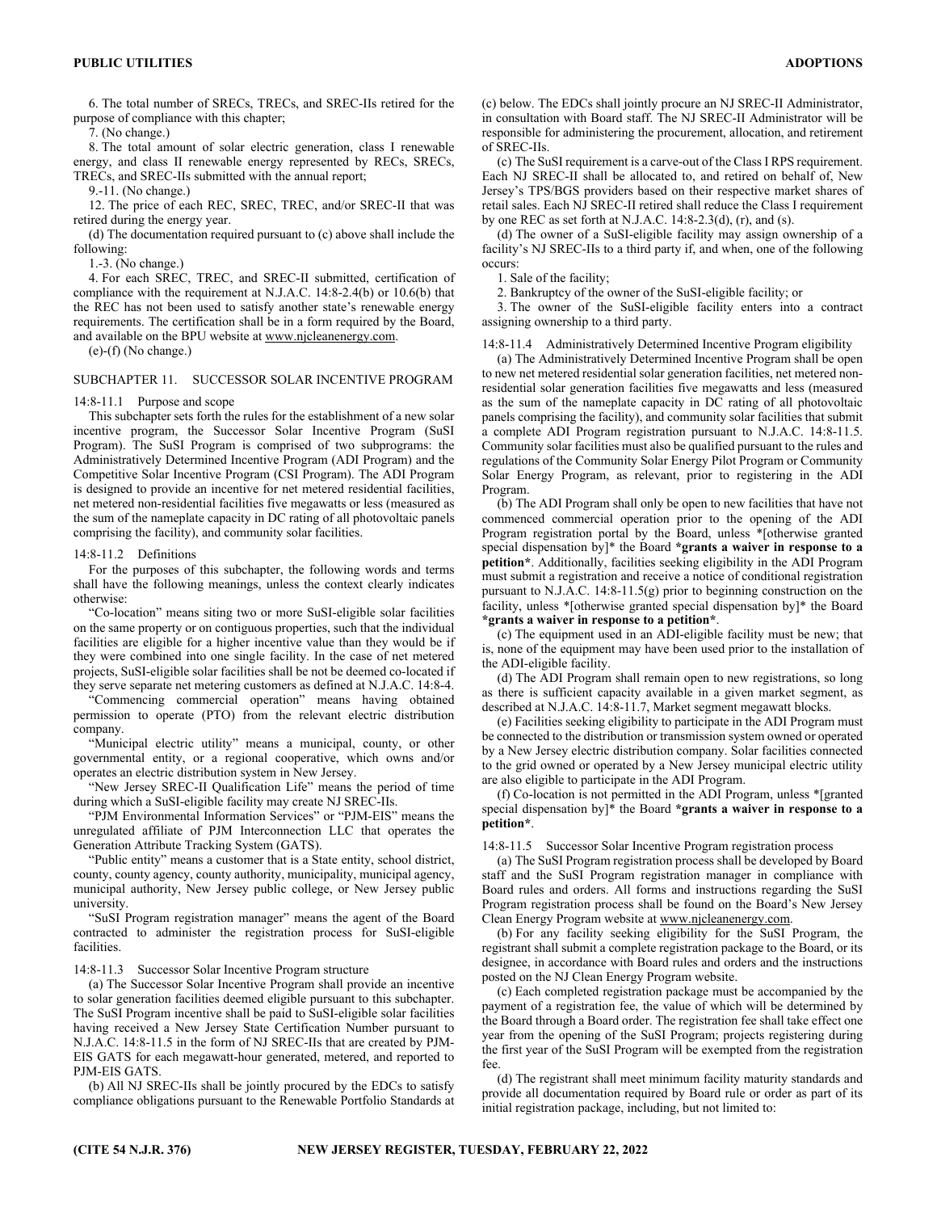6. The total number of SRECs, TRECs, and SREC-IIs retired for the purpose of compliance with this chapter;

7. (No change.)

8. The total amount of solar electric generation, class I renewable energy, and class II renewable energy represented by RECs, SRECs, TRECs, and SREC-IIs submitted with the annual report;

9.-11. (No change.)

12. The price of each REC, SREC, TREC, and/or SREC-II that was retired during the energy year.

(d) The documentation required pursuant to (c) above shall include the following:

1.-3. (No change.)

4. For each SREC, TREC, and SREC-II submitted, certification of compliance with the requirement at N.J.A.C. 14:8-2.4(b) or 10.6(b) that the REC has not been used to satisfy another state's renewable energy requirements. The certification shall be in a form required by the Board, and available on the BPU website at www.njcleanenergy.com.

(e)-(f) (No change.)

## SUBCHAPTER 11. SUCCESSOR SOLAR INCENTIVE PROGRAM

### 14:8-11.1 Purpose and scope

This subchapter sets forth the rules for the establishment of a new solar incentive program, the Successor Solar Incentive Program (SuSI Program). The SuSI Program is comprised of two subprograms: the Administratively Determined Incentive Program (ADI Program) and the Competitive Solar Incentive Program (CSI Program). The ADI Program is designed to provide an incentive for net metered residential facilities, net metered non-residential facilities five megawatts or less (measured as the sum of the nameplate capacity in DC rating of all photovoltaic panels comprising the facility), and community solar facilities.

### 14:8-11.2 Definitions

For the purposes of this subchapter, the following words and terms shall have the following meanings, unless the context clearly indicates otherwise:

"Co-location" means siting two or more SuSI-eligible solar facilities on the same property or on contiguous properties, such that the individual facilities are eligible for a higher incentive value than they would be if they were combined into one single facility. In the case of net metered projects, SuSI-eligible solar facilities shall be not be deemed co-located if they serve separate net metering customers as defined at N.J.A.C. 14:8-4.

"Commencing commercial operation" means having obtained permission to operate (PTO) from the relevant electric distribution company.

"Municipal electric utility" means a municipal, county, or other governmental entity, or a regional cooperative, which owns and/or operates an electric distribution system in New Jersey.

"New Jersey SREC-II Qualification Life" means the period of time during which a SuSI-eligible facility may create NJ SREC-IIs.

"PJM Environmental Information Services" or "PJM-EIS" means the unregulated affiliate of PJM Interconnection LLC that operates the Generation Attribute Tracking System (GATS).

"Public entity" means a customer that is a State entity, school district, county, county agency, county authority, municipality, municipal agency, municipal authority, New Jersey public college, or New Jersey public university.

"SuSI Program registration manager" means the agent of the Board contracted to administer the registration process for SuSI-eligible facilities.

### 14:8-11.3 Successor Solar Incentive Program structure

(a) The Successor Solar Incentive Program shall provide an incentive to solar generation facilities deemed eligible pursuant to this subchapter. The SuSI Program incentive shall be paid to SuSI-eligible solar facilities having received a New Jersey State Certification Number pursuant to N.J.A.C. 14:8-11.5 in the form of NJ SREC-IIs that are created by PJM-EIS GATS for each megawatt-hour generated, metered, and reported to PJM-EIS GATS.

(b) All NJ SREC-IIs shall be jointly procured by the EDCs to satisfy compliance obligations pursuant to the Renewable Portfolio Standards at (c) below. The EDCs shall jointly procure an NJ SREC-II Administrator, in consultation with Board staff. The NJ SREC-II Administrator will be responsible for administering the procurement, allocation, and retirement of SREC-IIs.

(c) The SuSI requirement is a carve-out of the Class I RPS requirement. Each NJ SREC-II shall be allocated to, and retired on behalf of, New Jersey's TPS/BGS providers based on their respective market shares of retail sales. Each NJ SREC-II retired shall reduce the Class I requirement by one REC as set forth at N.J.A.C. 14:8-2.3(d), (r), and (s).

(d) The owner of a SuSI-eligible facility may assign ownership of a facility's NJ SREC-IIs to a third party if, and when, one of the following occurs:

1. Sale of the facility;

2. Bankruptcy of the owner of the SuSI-eligible facility; or

3. The owner of the SuSI-eligible facility enters into a contract assigning ownership to a third party.

### 14:8-11.4 Administratively Determined Incentive Program eligibility

(a) The Administratively Determined Incentive Program shall be open to new net metered residential solar generation facilities, net metered non-residential solar generation facilities five megawatts and less (measured as the sum of the nameplate capacity in DC rating of all photovoltaic panels comprising the facility), and community solar facilities that submit a complete ADI Program registration pursuant to N.J.A.C. 14:8-11.5. Community solar facilities must also be qualified pursuant to the rules and regulations of the Community Solar Energy Pilot Program or Community Solar Energy Program, as relevant, prior to registering in the ADI Program.

(b) The ADI Program shall only be open to new facilities that have not commenced commercial operation prior to the opening of the ADI Program registration portal by the Board, unless *[otherwise granted special dispensation by]* the Board ***grants a waiver in response to a petition***. Additionally, facilities seeking eligibility in the ADI Program must submit a registration and receive a notice of conditional registration pursuant to N.J.A.C. 14:8-11.5(g) prior to beginning construction on the facility, unless *[otherwise granted special dispensation by]* the Board ***grants a waiver in response to a petition***.

(c) The equipment used in an ADI-eligible facility must be new; that is, none of the equipment may have been used prior to the installation of the ADI-eligible facility.

(d) The ADI Program shall remain open to new registrations, so long as there is sufficient capacity available in a given market segment, as described at N.J.A.C. 14:8-11.7, Market segment megawatt blocks.

(e) Facilities seeking eligibility to participate in the ADI Program must be connected to the distribution or transmission system owned or operated by a New Jersey electric distribution company. Solar facilities connected to the grid owned or operated by a New Jersey municipal electric utility are also eligible to participate in the ADI Program.

(f) Co-location is not permitted in the ADI Program, unless *[granted special dispensation by]* the Board ***grants a waiver in response to a petition***.

### 14:8-11.5 Successor Solar Incentive Program registration process

(a) The SuSI Program registration process shall be developed by Board staff and the SuSI Program registration manager in compliance with Board rules and orders. All forms and instructions regarding the SuSI Program registration process shall be found on the Board's New Jersey Clean Energy Program website at www.njcleanenergy.com.

(b) For any facility seeking eligibility for the SuSI Program, the registrant shall submit a complete registration package to the Board, or its designee, in accordance with Board rules and orders and the instructions posted on the NJ Clean Energy Program website.

(c) Each completed registration package must be accompanied by the payment of a registration fee, the value of which will be determined by the Board through a Board order. The registration fee shall take effect one year from the opening of the SuSI Program; projects registering during the first year of the SuSI Program will be exempted from the registration fee.

(d) The registrant shall meet minimum facility maturity standards and provide all documentation required by Board rule or order as part of its initial registration package, including, but not limited to: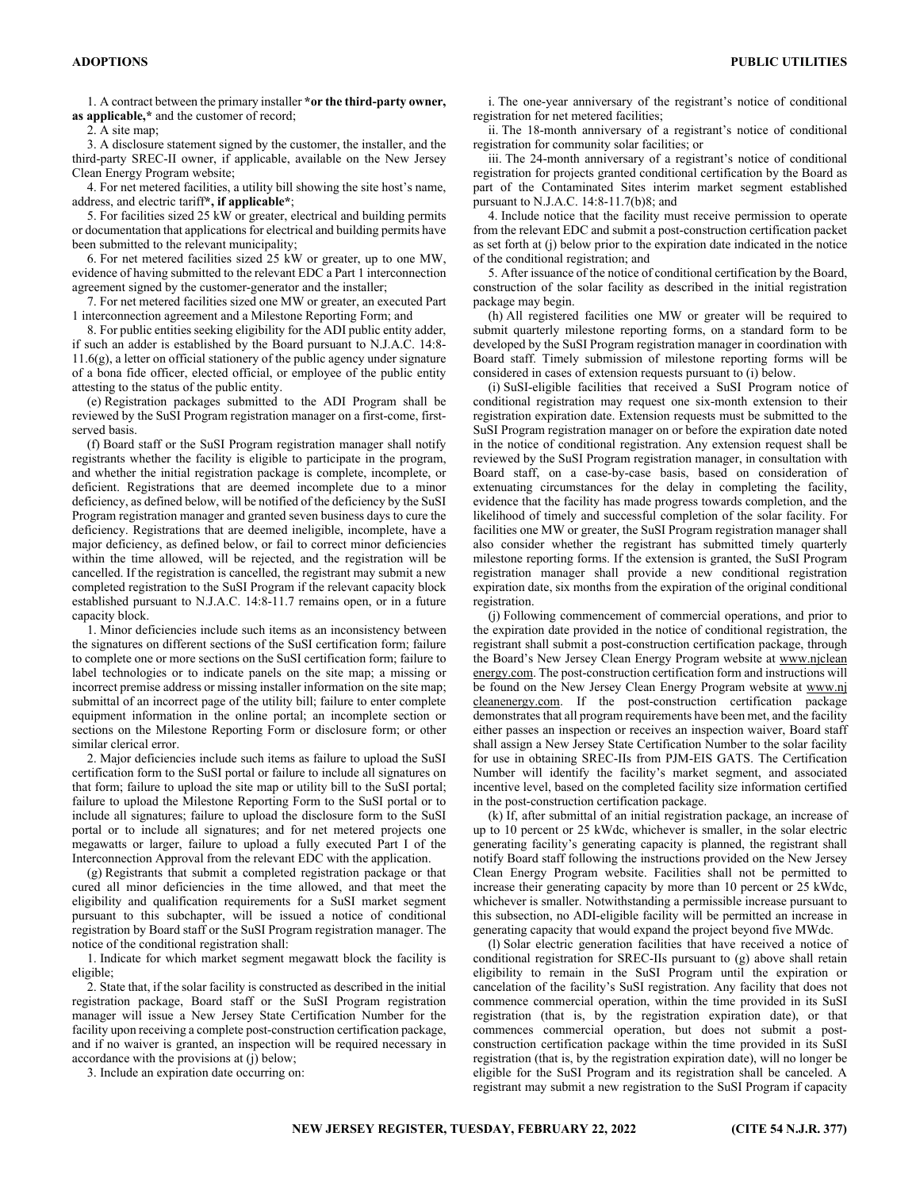1. A contract between the primary installer ***or the third-party owner, as applicable,*** and the customer of record;

2. A site map;

3. A disclosure statement signed by the customer, the installer, and the third-party SREC-II owner, if applicable, available on the New Jersey Clean Energy Program website;

4. For net metered facilities, a utility bill showing the site host's name, address, and electric tariff***, if applicable***;

5. For facilities sized 25 kW or greater, electrical and building permits or documentation that applications for electrical and building permits have been submitted to the relevant municipality;

6. For net metered facilities sized 25 kW or greater, up to one MW, evidence of having submitted to the relevant EDC a Part 1 interconnection agreement signed by the customer-generator and the installer;

7. For net metered facilities sized one MW or greater, an executed Part 1 interconnection agreement and a Milestone Reporting Form; and

8. For public entities seeking eligibility for the ADI public entity adder, if such an adder is established by the Board pursuant to N.J.A.C. 14:8-11.6(g), a letter on official stationery of the public agency under signature of a bona fide officer, elected official, or employee of the public entity attesting to the status of the public entity.

(e) Registration packages submitted to the ADI Program shall be reviewed by the SuSI Program registration manager on a first-come, first-served basis.

(f) Board staff or the SuSI Program registration manager shall notify registrants whether the facility is eligible to participate in the program, and whether the initial registration package is complete, incomplete, or deficient. Registrations that are deemed incomplete due to a minor deficiency, as defined below, will be notified of the deficiency by the SuSI Program registration manager and granted seven business days to cure the deficiency. Registrations that are deemed ineligible, incomplete, have a major deficiency, as defined below, or fail to correct minor deficiencies within the time allowed, will be rejected, and the registration will be cancelled. If the registration is cancelled, the registrant may submit a new completed registration to the SuSI Program if the relevant capacity block established pursuant to N.J.A.C. 14:8-11.7 remains open, or in a future capacity block.

1. Minor deficiencies include such items as an inconsistency between the signatures on different sections of the SuSI certification form; failure to complete one or more sections on the SuSI certification form; failure to label technologies or to indicate panels on the site map; a missing or incorrect premise address or missing installer information on the site map; submittal of an incorrect page of the utility bill; failure to enter complete equipment information in the online portal; an incomplete section or sections on the Milestone Reporting Form or disclosure form; or other similar clerical error.

2. Major deficiencies include such items as failure to upload the SuSI certification form to the SuSI portal or failure to include all signatures on that form; failure to upload the site map or utility bill to the SuSI portal; failure to upload the Milestone Reporting Form to the SuSI portal or to include all signatures; failure to upload the disclosure form to the SuSI portal or to include all signatures; and for net metered projects one megawatts or larger, failure to upload a fully executed Part I of the Interconnection Approval from the relevant EDC with the application.

(g) Registrants that submit a completed registration package or that cured all minor deficiencies in the time allowed, and that meet the eligibility and qualification requirements for a SuSI market segment pursuant to this subchapter, will be issued a notice of conditional registration by Board staff or the SuSI Program registration manager. The notice of the conditional registration shall:

1. Indicate for which market segment megawatt block the facility is eligible;

2. State that, if the solar facility is constructed as described in the initial registration package, Board staff or the SuSI Program registration manager will issue a New Jersey State Certification Number for the facility upon receiving a complete post-construction certification package, and if no waiver is granted, an inspection will be required necessary in accordance with the provisions at (j) below;

3. Include an expiration date occurring on:

i. The one-year anniversary of the registrant's notice of conditional registration for net metered facilities;

ii. The 18-month anniversary of a registrant's notice of conditional registration for community solar facilities; or

iii. The 24-month anniversary of a registrant's notice of conditional registration for projects granted conditional certification by the Board as part of the Contaminated Sites interim market segment established pursuant to N.J.A.C. 14:8-11.7(b)8; and

4. Include notice that the facility must receive permission to operate from the relevant EDC and submit a post-construction certification packet as set forth at (j) below prior to the expiration date indicated in the notice of the conditional registration; and

5. After issuance of the notice of conditional certification by the Board, construction of the solar facility as described in the initial registration package may begin.

(h) All registered facilities one MW or greater will be required to submit quarterly milestone reporting forms, on a standard form to be developed by the SuSI Program registration manager in coordination with Board staff. Timely submission of milestone reporting forms will be considered in cases of extension requests pursuant to (i) below.

(i) SuSI-eligible facilities that received a SuSI Program notice of conditional registration may request one six-month extension to their registration expiration date. Extension requests must be submitted to the SuSI Program registration manager on or before the expiration date noted in the notice of conditional registration. Any extension request shall be reviewed by the SuSI Program registration manager, in consultation with Board staff, on a case-by-case basis, based on consideration of extenuating circumstances for the delay in completing the facility, evidence that the facility has made progress towards completion, and the likelihood of timely and successful completion of the solar facility. For facilities one MW or greater, the SuSI Program registration manager shall also consider whether the registrant has submitted timely quarterly milestone reporting forms. If the extension is granted, the SuSI Program registration manager shall provide a new conditional registration expiration date, six months from the expiration of the original conditional registration.

(j) Following commencement of commercial operations, and prior to the expiration date provided in the notice of conditional registration, the registrant shall submit a post-construction certification package, through the Board's New Jersey Clean Energy Program website at www.njcleanenergy.com. The post-construction certification form and instructions will be found on the New Jersey Clean Energy Program website at www.njcleanenergy.com. If the post-construction certification package demonstrates that all program requirements have been met, and the facility either passes an inspection or receives an inspection waiver, Board staff shall assign a New Jersey State Certification Number to the solar facility for use in obtaining SREC-IIs from PJM-EIS GATS. The Certification Number will identify the facility's market segment, and associated incentive level, based on the completed facility size information certified in the post-construction certification package.

(k) If, after submittal of an initial registration package, an increase of up to 10 percent or 25 kWdc, whichever is smaller, in the solar electric generating facility's generating capacity is planned, the registrant shall notify Board staff following the instructions provided on the New Jersey Clean Energy Program website. Facilities shall not be permitted to increase their generating capacity by more than 10 percent or 25 kWdc, whichever is smaller. Notwithstanding a permissible increase pursuant to this subsection, no ADI-eligible facility will be permitted an increase in generating capacity that would expand the project beyond five MWdc.

(l) Solar electric generation facilities that have received a notice of conditional registration for SREC-IIs pursuant to (g) above shall retain eligibility to remain in the SuSI Program until the expiration or cancelation of the facility's SuSI registration. Any facility that does not commence commercial operation, within the time provided in its SuSI registration (that is, by the registration expiration date), or that commences commercial operation, but does not submit a post-construction certification package within the time provided in its SuSI registration (that is, by the registration expiration date), will no longer be eligible for the SuSI Program and its registration shall be canceled. A registrant may submit a new registration to the SuSI Program if capacity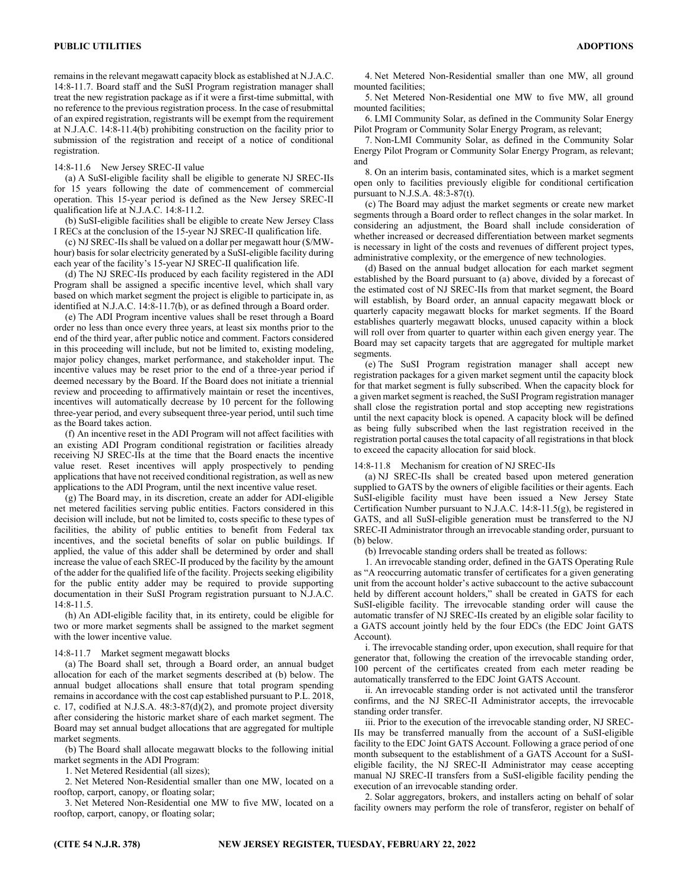remains in the relevant megawatt capacity block as established at N.J.A.C. 14:8-11.7. Board staff and the SuSI Program registration manager shall treat the new registration package as if it were a first-time submittal, with no reference to the previous registration process. In the case of resubmittal of an expired registration, registrants will be exempt from the requirement at N.J.A.C. 14:8-11.4(b) prohibiting construction on the facility prior to submission of the registration and receipt of a notice of conditional registration.

14:8-11.6 New Jersey SREC-II value

(a) A SuSI-eligible facility shall be eligible to generate NJ SREC-IIs for 15 years following the date of commencement of commercial operation. This 15-year period is defined as the New Jersey SREC-II qualification life at N.J.A.C. 14:8-11.2.

(b) SuSI-eligible facilities shall be eligible to create New Jersey Class I RECs at the conclusion of the 15-year NJ SREC-II qualification life.

(c) NJ SREC-IIs shall be valued on a dollar per megawatt hour ($/MW-hour) basis for solar electricity generated by a SuSI-eligible facility during each year of the facility's 15-year NJ SREC-II qualification life.

(d) The NJ SREC-IIs produced by each facility registered in the ADI Program shall be assigned a specific incentive level, which shall vary based on which market segment the project is eligible to participate in, as identified at N.J.A.C. 14:8-11.7(b), or as defined through a Board order.

(e) The ADI Program incentive values shall be reset through a Board order no less than once every three years, at least six months prior to the end of the third year, after public notice and comment. Factors considered in this proceeding will include, but not be limited to, existing modeling, major policy changes, market performance, and stakeholder input. The incentive values may be reset prior to the end of a three-year period if deemed necessary by the Board. If the Board does not initiate a triennial review and proceeding to affirmatively maintain or reset the incentives, incentives will automatically decrease by 10 percent for the following three-year period, and every subsequent three-year period, until such time as the Board takes action.

(f) An incentive reset in the ADI Program will not affect facilities with an existing ADI Program conditional registration or facilities already receiving NJ SREC-IIs at the time that the Board enacts the incentive value reset. Reset incentives will apply prospectively to pending applications that have not received conditional registration, as well as new applications to the ADI Program, until the next incentive value reset.

(g) The Board may, in its discretion, create an adder for ADI-eligible net metered facilities serving public entities. Factors considered in this decision will include, but not be limited to, costs specific to these types of facilities, the ability of public entities to benefit from Federal tax incentives, and the societal benefits of solar on public buildings. If applied, the value of this adder shall be determined by order and shall increase the value of each SREC-II produced by the facility by the amount of the adder for the qualified life of the facility. Projects seeking eligibility for the public entity adder may be required to provide supporting documentation in their SuSI Program registration pursuant to N.J.A.C. 14:8-11.5.

(h) An ADI-eligible facility that, in its entirety, could be eligible for two or more market segments shall be assigned to the market segment with the lower incentive value.

14:8-11.7 Market segment megawatt blocks

(a) The Board shall set, through a Board order, an annual budget allocation for each of the market segments described at (b) below. The annual budget allocations shall ensure that total program spending remains in accordance with the cost cap established pursuant to P.L. 2018, c. 17, codified at N.J.S.A. 48:3-87(d)(2), and promote project diversity after considering the historic market share of each market segment. The Board may set annual budget allocations that are aggregated for multiple market segments.

(b) The Board shall allocate megawatt blocks to the following initial market segments in the ADI Program:

1. Net Metered Residential (all sizes);

2. Net Metered Non-Residential smaller than one MW, located on a rooftop, carport, canopy, or floating solar;

3. Net Metered Non-Residential one MW to five MW, located on a rooftop, carport, canopy, or floating solar;

4. Net Metered Non-Residential smaller than one MW, all ground mounted facilities;

5. Net Metered Non-Residential one MW to five MW, all ground mounted facilities;

6. LMI Community Solar, as defined in the Community Solar Energy Pilot Program or Community Solar Energy Program, as relevant;

7. Non-LMI Community Solar, as defined in the Community Solar Energy Pilot Program or Community Solar Energy Program, as relevant; and

8. On an interim basis, contaminated sites, which is a market segment open only to facilities previously eligible for conditional certification pursuant to N.J.S.A. 48:3-87(t).

(c) The Board may adjust the market segments or create new market segments through a Board order to reflect changes in the solar market. In considering an adjustment, the Board shall include consideration of whether increased or decreased differentiation between market segments is necessary in light of the costs and revenues of different project types, administrative complexity, or the emergence of new technologies.

(d) Based on the annual budget allocation for each market segment established by the Board pursuant to (a) above, divided by a forecast of the estimated cost of NJ SREC-IIs from that market segment, the Board will establish, by Board order, an annual capacity megawatt block or quarterly capacity megawatt blocks for market segments. If the Board establishes quarterly megawatt blocks, unused capacity within a block will roll over from quarter to quarter within each given energy year. The Board may set capacity targets that are aggregated for multiple market segments.

(e) The SuSI Program registration manager shall accept new registration packages for a given market segment until the capacity block for that market segment is fully subscribed. When the capacity block for a given market segment is reached, the SuSI Program registration manager shall close the registration portal and stop accepting new registrations until the next capacity block is opened. A capacity block will be defined as being fully subscribed when the last registration received in the registration portal causes the total capacity of all registrations in that block to exceed the capacity allocation for said block.

14:8-11.8 Mechanism for creation of NJ SREC-IIs

(a) NJ SREC-IIs shall be created based upon metered generation supplied to GATS by the owners of eligible facilities or their agents. Each SuSI-eligible facility must have been issued a New Jersey State Certification Number pursuant to N.J.A.C. 14:8-11.5(g), be registered in GATS, and all SuSI-eligible generation must be transferred to the NJ SREC-II Administrator through an irrevocable standing order, pursuant to (b) below.

(b) Irrevocable standing orders shall be treated as follows:

1. An irrevocable standing order, defined in the GATS Operating Rule as "A reoccurring automatic transfer of certificates for a given generating unit from the account holder's active subaccount to the active subaccount held by different account holders," shall be created in GATS for each SuSI-eligible facility. The irrevocable standing order will cause the automatic transfer of NJ SREC-IIs created by an eligible solar facility to a GATS account jointly held by the four EDCs (the EDC Joint GATS Account).

i. The irrevocable standing order, upon execution, shall require for that generator that, following the creation of the irrevocable standing order, 100 percent of the certificates created from each meter reading be automatically transferred to the EDC Joint GATS Account.

ii. An irrevocable standing order is not activated until the transferor confirms, and the NJ SREC-II Administrator accepts, the irrevocable standing order transfer.

iii. Prior to the execution of the irrevocable standing order, NJ SREC-IIs may be transferred manually from the account of a SuSI-eligible facility to the EDC Joint GATS Account. Following a grace period of one month subsequent to the establishment of a GATS Account for a SuSI-eligible facility, the NJ SREC-II Administrator may cease accepting manual NJ SREC-II transfers from a SuSI-eligible facility pending the execution of an irrevocable standing order.

2. Solar aggregators, brokers, and installers acting on behalf of solar facility owners may perform the role of transferor, register on behalf of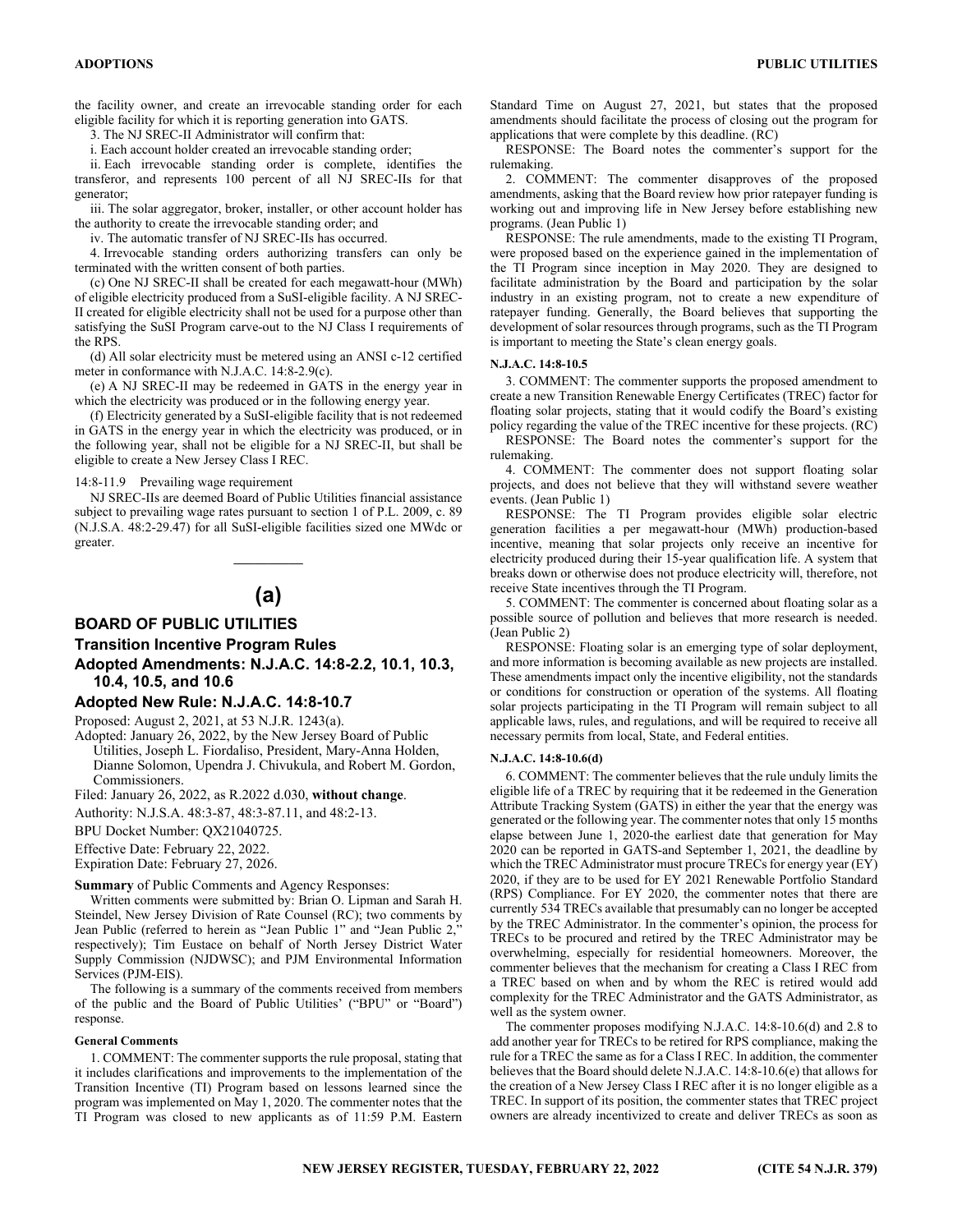the facility owner, and create an irrevocable standing order for each eligible facility for which it is reporting generation into GATS.

3. The NJ SREC-II Administrator will confirm that:

i. Each account holder created an irrevocable standing order;

ii. Each irrevocable standing order is complete, identifies the transferor, and represents 100 percent of all NJ SREC-IIs for that generator;

iii. The solar aggregator, broker, installer, or other account holder has the authority to create the irrevocable standing order; and

iv. The automatic transfer of NJ SREC-IIs has occurred.

4. Irrevocable standing orders authorizing transfers can only be terminated with the written consent of both parties.

(c) One NJ SREC-II shall be created for each megawatt-hour (MWh) of eligible electricity produced from a SuSI-eligible facility. A NJ SREC-II created for eligible electricity shall not be used for a purpose other than satisfying the SuSI Program carve-out to the NJ Class I requirements of the RPS.

(d) All solar electricity must be metered using an ANSI c-12 certified meter in conformance with N.J.A.C. 14:8-2.9(c).

(e) A NJ SREC-II may be redeemed in GATS in the energy year in which the electricity was produced or in the following energy year.

(f) Electricity generated by a SuSI-eligible facility that is not redeemed in GATS in the energy year in which the electricity was produced, or in the following year, shall not be eligible for a NJ SREC-II, but shall be eligible to create a New Jersey Class I REC.

14:8-11.9 Prevailing wage requirement

NJ SREC-IIs are deemed Board of Public Utilities financial assistance subject to prevailing wage rates pursuant to section 1 of P.L. 2009, c. 89 (N.J.S.A. 48:2-29.47) for all SuSI-eligible facilities sized one MWdc or greater.

---

# (a)

## BOARD OF PUBLIC UTILITIES

### Transition Incentive Program Rules

### Adopted Amendments: N.J.A.C. 14:8-2.2, 10.1, 10.3, 10.4, 10.5, and 10.6

### Adopted New Rule: N.J.A.C. 14:8-10.7

Proposed: August 2, 2021, at 53 N.J.R. 1243(a).

Adopted: January 26, 2022, by the New Jersey Board of Public Utilities, Joseph L. Fiordaliso, President, Mary-Anna Holden, Dianne Solomon, Upendra J. Chivukula, and Robert M. Gordon, Commissioners.

Filed: January 26, 2022, as R.2022 d.030, **without change**.

Authority: N.J.S.A. 48:3-87, 48:3-87.11, and 48:2-13.

BPU Docket Number: QX21040725.

Effective Date: February 22, 2022.

Expiration Date: February 27, 2026.

**Summary** of Public Comments and Agency Responses:

Written comments were submitted by: Brian O. Lipman and Sarah H. Steindel, New Jersey Division of Rate Counsel (RC); two comments by Jean Public (referred to herein as "Jean Public 1" and "Jean Public 2," respectively); Tim Eustace on behalf of North Jersey District Water Supply Commission (NJDWSC); and PJM Environmental Information Services (PJM-EIS).

The following is a summary of the comments received from members of the public and the Board of Public Utilities' ("BPU" or "Board") response.

#### General Comments

1. COMMENT: The commenter supports the rule proposal, stating that it includes clarifications and improvements to the implementation of the Transition Incentive (TI) Program based on lessons learned since the program was implemented on May 1, 2020. The commenter notes that the TI Program was closed to new applicants as of 11:59 P.M. Eastern Standard Time on August 27, 2021, but states that the proposed amendments should facilitate the process of closing out the program for applications that were complete by this deadline. (RC)

RESPONSE: The Board notes the commenter's support for the rulemaking.

2. COMMENT: The commenter disapproves of the proposed amendments, asking that the Board review how prior ratepayer funding is working out and improving life in New Jersey before establishing new programs. (Jean Public 1)

RESPONSE: The rule amendments, made to the existing TI Program, were proposed based on the experience gained in the implementation of the TI Program since inception in May 2020. They are designed to facilitate administration by the Board and participation by the solar industry in an existing program, not to create a new expenditure of ratepayer funding. Generally, the Board believes that supporting the development of solar resources through programs, such as the TI Program is important to meeting the State's clean energy goals.

#### N.J.A.C. 14:8-10.5

3. COMMENT: The commenter supports the proposed amendment to create a new Transition Renewable Energy Certificates (TREC) factor for floating solar projects, stating that it would codify the Board's existing policy regarding the value of the TREC incentive for these projects. (RC)

RESPONSE: The Board notes the commenter's support for the rulemaking.

4. COMMENT: The commenter does not support floating solar projects, and does not believe that they will withstand severe weather events. (Jean Public 1)

RESPONSE: The TI Program provides eligible solar electric generation facilities a per megawatt-hour (MWh) production-based incentive, meaning that solar projects only receive an incentive for electricity produced during their 15-year qualification life. A system that breaks down or otherwise does not produce electricity will, therefore, not receive State incentives through the TI Program.

5. COMMENT: The commenter is concerned about floating solar as a possible source of pollution and believes that more research is needed. (Jean Public 2)

RESPONSE: Floating solar is an emerging type of solar deployment, and more information is becoming available as new projects are installed. These amendments impact only the incentive eligibility, not the standards or conditions for construction or operation of the systems. All floating solar projects participating in the TI Program will remain subject to all applicable laws, rules, and regulations, and will be required to receive all necessary permits from local, State, and Federal entities.

#### N.J.A.C. 14:8-10.6(d)

6. COMMENT: The commenter believes that the rule unduly limits the eligible life of a TREC by requiring that it be redeemed in the Generation Attribute Tracking System (GATS) in either the year that the energy was generated or the following year. The commenter notes that only 15 months elapse between June 1, 2020-the earliest date that generation for May 2020 can be reported in GATS-and September 1, 2021, the deadline by which the TREC Administrator must procure TRECs for energy year (EY) 2020, if they are to be used for EY 2021 Renewable Portfolio Standard (RPS) Compliance. For EY 2020, the commenter notes that there are currently 534 TRECs available that presumably can no longer be accepted by the TREC Administrator. In the commenter's opinion, the process for TRECs to be procured and retired by the TREC Administrator may be overwhelming, especially for residential homeowners. Moreover, the commenter believes that the mechanism for creating a Class I REC from a TREC based on when and by whom the REC is retired would add complexity for the TREC Administrator and the GATS Administrator, as well as the system owner.

The commenter proposes modifying N.J.A.C. 14:8-10.6(d) and 2.8 to add another year for TRECs to be retired for RPS compliance, making the rule for a TREC the same as for a Class I REC. In addition, the commenter believes that the Board should delete N.J.A.C. 14:8-10.6(e) that allows for the creation of a New Jersey Class I REC after it is no longer eligible as a TREC. In support of its position, the commenter states that TREC project owners are already incentivized to create and deliver TRECs as soon as